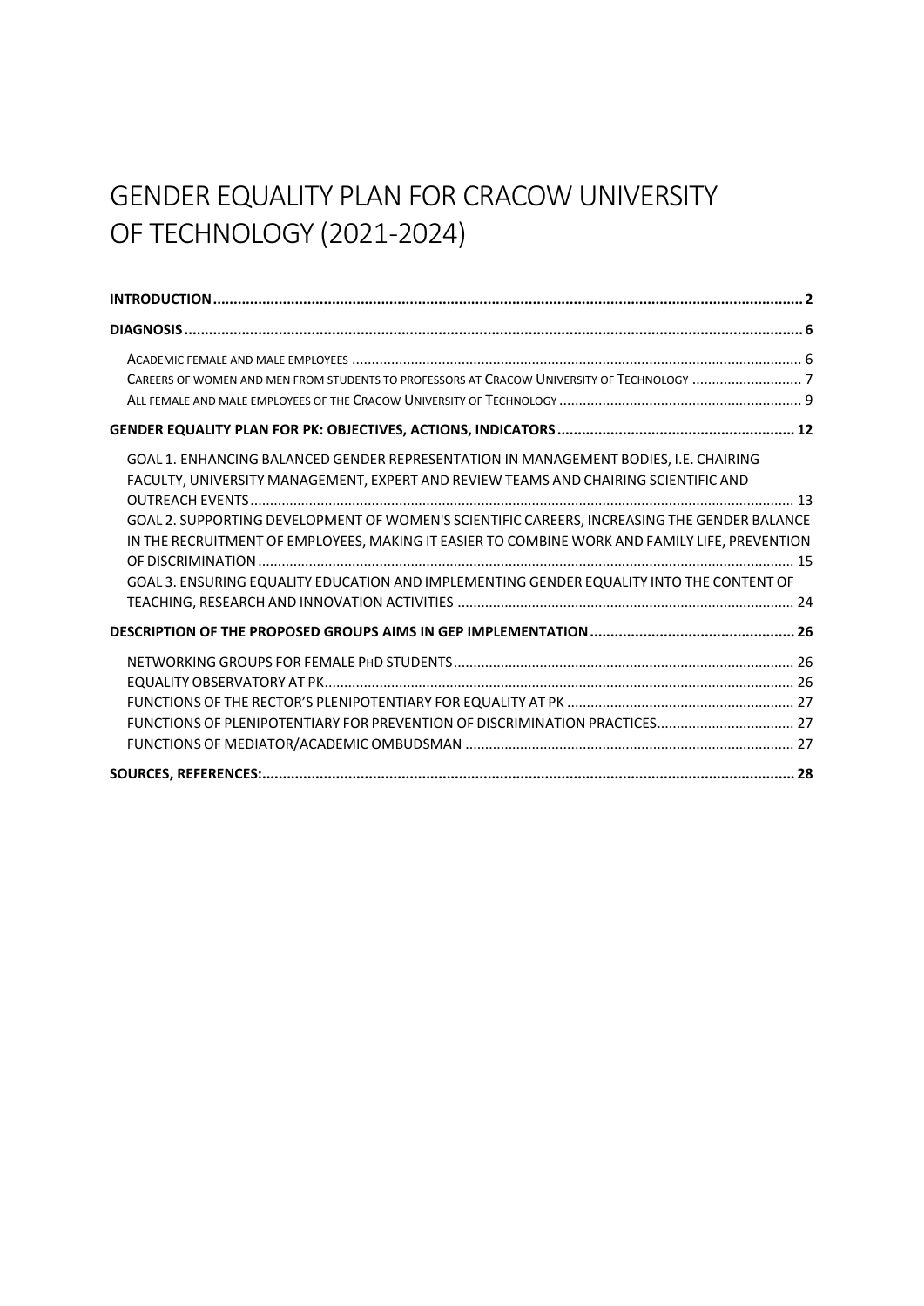# GENDER EQUALITY PLAN FOR CRACOW UNIVERSITY OF TECHNOLOGY (2021-2024)

**INTRODUCTION** ........................................................................................................................ 2

**DIAGNOSIS** ................................................................................................................................ 6

- ACADEMIC FEMALE AND MALE EMPLOYEES ................................................................................ 6
- CAREERS OF WOMEN AND MEN FROM STUDENTS TO PROFESSORS AT CRACOW UNIVERSITY OF TECHNOLOGY ........................ 7
- ALL FEMALE AND MALE EMPLOYEES OF THE CRACOW UNIVERSITY OF TECHNOLOGY ....................................... 9

**GENDER EQUALITY PLAN FOR PK: OBJECTIVES, ACTIONS, INDICATORS** ............................................. 12

- GOAL 1. ENHANCING BALANCED GENDER REPRESENTATION IN MANAGEMENT BODIES, I.E. CHAIRING FACULTY, UNIVERSITY MANAGEMENT, EXPERT AND REVIEW TEAMS AND CHAIRING SCIENTIFIC AND OUTREACH EVENTS ........................................................................................................... 13
- GOAL 2. SUPPORTING DEVELOPMENT OF WOMEN'S SCIENTIFIC CAREERS, INCREASING THE GENDER BALANCE IN THE RECRUITMENT OF EMPLOYEES, MAKING IT EASIER TO COMBINE WORK AND FAMILY LIFE, PREVENTION OF DISCRIMINATION ..................................................................................................... 15
- GOAL 3. ENSURING EQUALITY EDUCATION AND IMPLEMENTING GENDER EQUALITY INTO THE CONTENT OF TEACHING, RESEARCH AND INNOVATION ACTIVITIES ..................................................................... 24

**DESCRIPTION OF THE PROPOSED GROUPS AIMS IN GEP IMPLEMENTATION** ............................................ 26

- NETWORKING GROUPS FOR FEMALE PHD STUDENTS ........................................................................ 26
- EQUALITY OBSERVATORY AT PK ..................................................................................................... 26
- FUNCTIONS OF THE RECTOR'S PLENIPOTENTIARY FOR EQUALITY AT PK ............................................ 27
- FUNCTIONS OF PLENIPOTENTIARY FOR PREVENTION OF DISCRIMINATION PRACTICES ............................ 27
- FUNCTIONS OF MEDIATOR/ACADEMIC OMBUDSMAN ..................................................................... 27

**SOURCES, REFERENCES:** ................................................................................................................ 28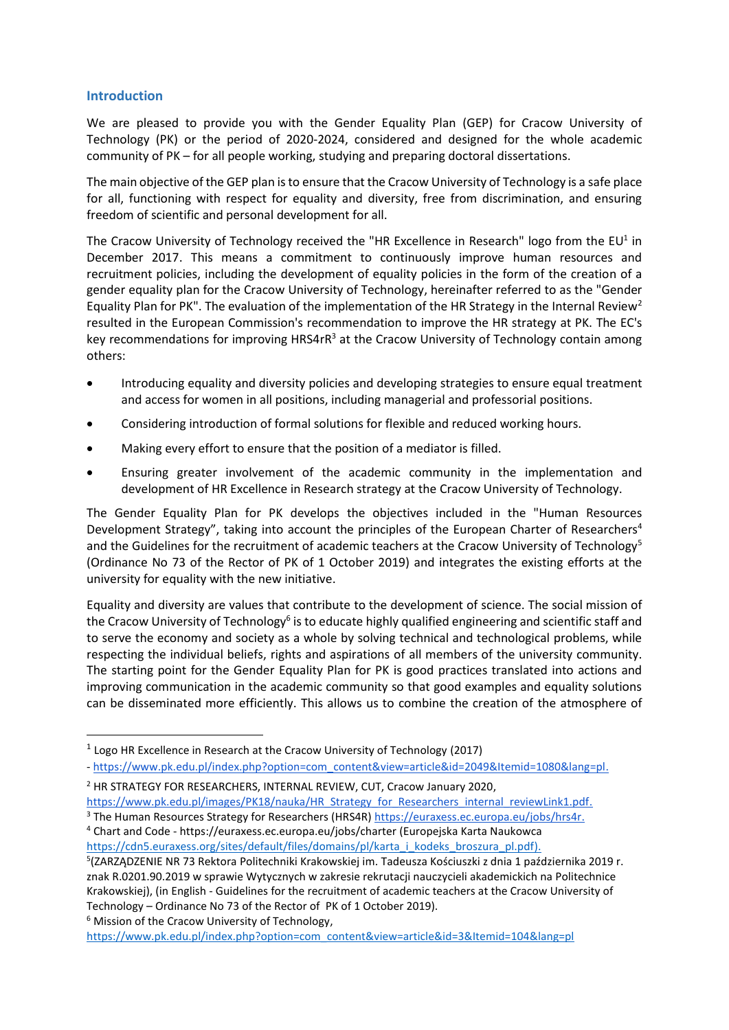## Introduction

We are pleased to provide you with the Gender Equality Plan (GEP) for Cracow University of Technology (PK) for the period of 2020-2024, considered and designed for the whole academic community of PK – for all people working, studying and preparing doctoral dissertations.

The main objective of the GEP plan is to ensure that the Cracow University of Technology is a safe place for all, functioning with respect for equality and diversity, free from discrimination, and ensuring freedom of scientific and personal development for all.

The Cracow University of Technology received the "HR Excellence in Research" logo from the EU[1] in December 2017. This means a commitment to continuously improve human resources and recruitment policies, including the development of equality policies in the form of the creation of a gender equality plan for the Cracow University of Technology, hereinafter referred to as the "Gender Equality Plan for PK". The evaluation of the implementation of the HR Strategy in the Internal Review[2] resulted in the European Commission's recommendation to improve the HR strategy at PK. The EC's key recommendations for improving HRS4rR[3] at the Cracow University of Technology contain among others:

- Introducing equality and diversity policies and developing strategies to ensure equal treatment and access for women in all positions, including managerial and professorial positions.
- Considering introduction of formal solutions for flexible and reduced working hours.
- Making every effort to ensure that the position of a mediator is filled.
- Ensuring greater involvement of the academic community in the implementation and development of HR Excellence in Research strategy at the Cracow University of Technology.

The Gender Equality Plan for PK develops the objectives included in the "Human Resources Development Strategy", taking into account the principles of the European Charter of Researchers[4] and the Guidelines for the recruitment of academic teachers at the Cracow University of Technology[5] (Ordinance No 73 of the Rector of PK of 1 October 2019) and integrates the existing efforts at the university for equality with the new initiative.

Equality and diversity are values that contribute to the development of science. The social mission of the Cracow University of Technology[6] is to educate highly qualified engineering and scientific staff and to serve the economy and society as a whole by solving technical and technological problems, while respecting the individual beliefs, rights and aspirations of all members of the university community. The starting point for the Gender Equality Plan for PK is good practices translated into actions and improving communication in the academic community so that good examples and equality solutions can be disseminated more efficiently. This allows us to combine the creation of the atmosphere of

---

[1] Logo HR Excellence in Research at the Cracow University of Technology (2017) - https://www.pk.edu.pl/index.php?option=com_content&view=article&id=2049&Itemid=1080&lang=pl.

[2] HR STRATEGY FOR RESEARCHERS, INTERNAL REVIEW, CUT, Cracow January 2020, https://www.pk.edu.pl/images/PK18/nauka/HR_Strategy_for_Researchers_internal_reviewLink1.pdf.

[3] The Human Resources Strategy for Researchers (HRS4R) https://euraxess.ec.europa.eu/jobs/hrs4r.

[4] Chart and Code - https://euraxess.ec.europa.eu/jobs/charter (Europejska Karta Naukowca https://cdn5.euraxess.org/sites/default/files/domains/pl/karta_i_kodeks_broszura_pl.pdf).

[5](ZARZĄDZENIE NR 73 Rektora Politechniki Krakowskiej im. Tadeusza Kościuszki z dnia 1 października 2019 r. znak R.0201.90.2019 w sprawie Wytycznych w zakresie rekrutacji nauczycieli akademickich na Politechnice Krakowskiej), (in English - Guidelines for the recruitment of academic teachers at the Cracow University of Technology – Ordinance No 73 of the Rector of PK of 1 October 2019).

[6] Mission of the Cracow University of Technology, https://www.pk.edu.pl/index.php?option=com_content&view=article&id=3&Itemid=104&lang=pl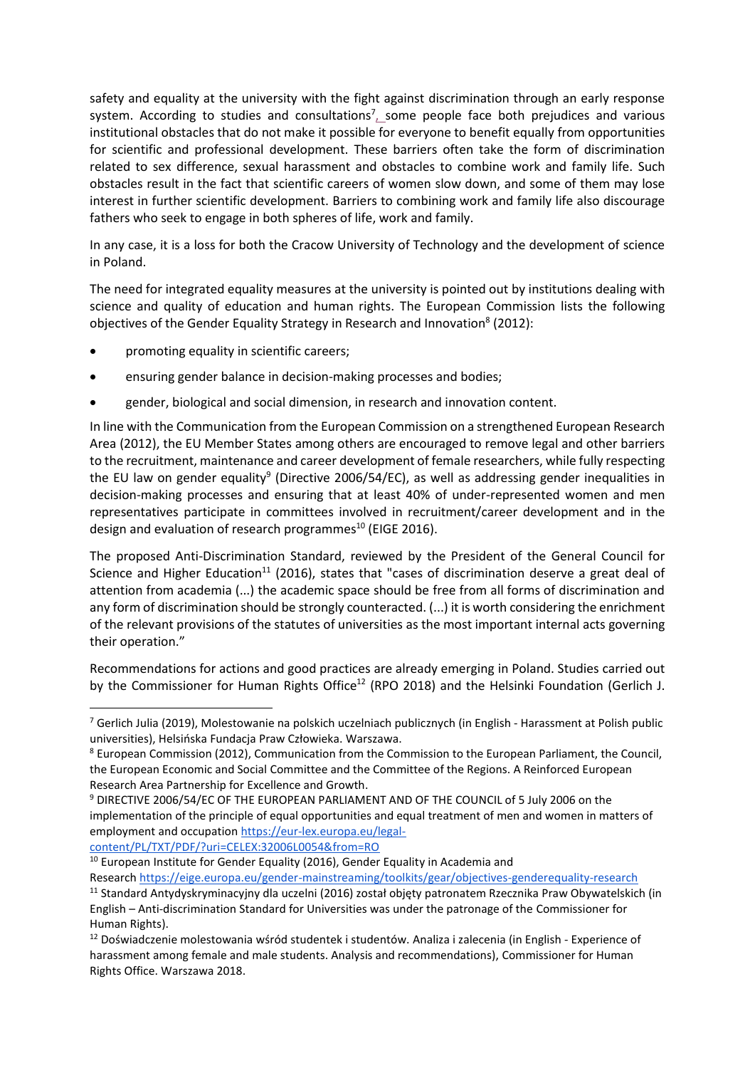safety and equality at the university with the fight against discrimination through an early response system. According to studies and consultations[7], some people face both prejudices and various institutional obstacles that do not make it possible for everyone to benefit equally from opportunities for scientific and professional development. These barriers often take the form of discrimination related to sex difference, sexual harassment and obstacles to combine work and family life. Such obstacles result in the fact that scientific careers of women slow down, and some of them may lose interest in further scientific development. Barriers to combining work and family life also discourage fathers who seek to engage in both spheres of life, work and family.

In any case, it is a loss for both the Cracow University of Technology and the development of science in Poland.

The need for integrated equality measures at the university is pointed out by institutions dealing with science and quality of education and human rights. The European Commission lists the following objectives of the Gender Equality Strategy in Research and Innovation[8] (2012):

- promoting equality in scientific careers;
- ensuring gender balance in decision-making processes and bodies;
- gender, biological and social dimension, in research and innovation content.

In line with the Communication from the European Commission on a strengthened European Research Area (2012), the EU Member States among others are encouraged to remove legal and other barriers to the recruitment, maintenance and career development of female researchers, while fully respecting the EU law on gender equality[9] (Directive 2006/54/EC), as well as addressing gender inequalities in decision-making processes and ensuring that at least 40% of under-represented women and men representatives participate in committees involved in recruitment/career development and in the design and evaluation of research programmes[10] (EIGE 2016).

The proposed Anti-Discrimination Standard, reviewed by the President of the General Council for Science and Higher Education[11] (2016), states that "cases of discrimination deserve a great deal of attention from academia (...) the academic space should be free from all forms of discrimination and any form of discrimination should be strongly counteracted. (...) it is worth considering the enrichment of the relevant provisions of the statutes of universities as the most important internal acts governing their operation."

Recommendations for actions and good practices are already emerging in Poland. Studies carried out by the Commissioner for Human Rights Office[12] (RPO 2018) and the Helsinki Foundation (Gerlich J.

---

[7] Gerlich Julia (2019), Molestowanie na polskich uczelniach publicznych (in English - Harassment at Polish public universities), Helsińska Fundacja Praw Człowieka. Warszawa.

[8] European Commission (2012), Communication from the Commission to the European Parliament, the Council, the European Economic and Social Committee and the Committee of the Regions. A Reinforced European Research Area Partnership for Excellence and Growth.

[9] DIRECTIVE 2006/54/EC OF THE EUROPEAN PARLIAMENT AND OF THE COUNCIL of 5 July 2006 on the implementation of the principle of equal opportunities and equal treatment of men and women in matters of employment and occupation https://eur-lex.europa.eu/legal-content/PL/TXT/PDF/?uri=CELEX:32006L0054&from=RO

[10] European Institute for Gender Equality (2016), Gender Equality in Academia and Research https://eige.europa.eu/gender-mainstreaming/toolkits/gear/objectives-genderequality-research

[11] Standard Antydyskryminacyjny dla uczelni (2016) został objęty patronatem Rzecznika Praw Obywatelskich (in English – Anti-discrimination Standard for Universities was under the patronage of the Commissioner for Human Rights).

[12] Doświadczenie molestowania wśród studentek i studentów. Analiza i zalecenia (in English - Experience of harassment among female and male students. Analysis and recommendations), Commissioner for Human Rights Office. Warszawa 2018.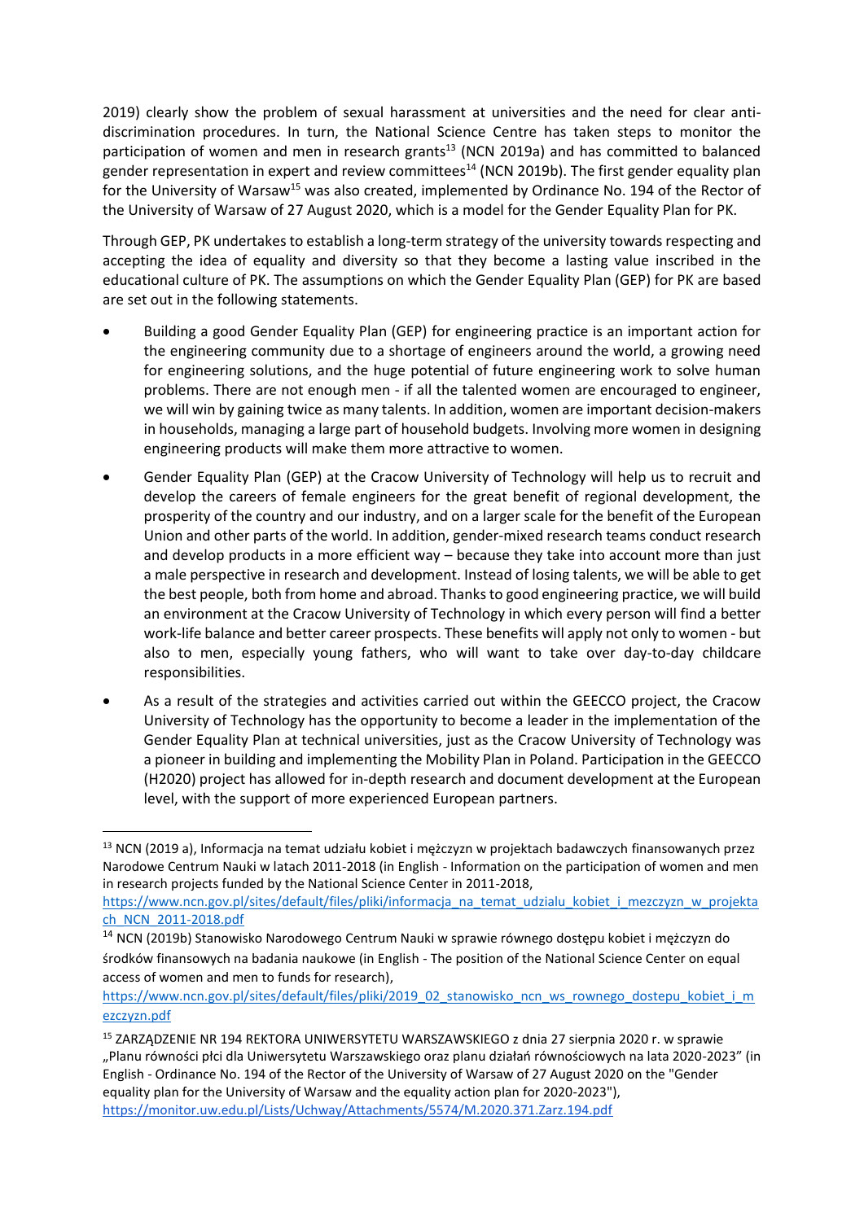2019) clearly show the problem of sexual harassment at universities and the need for clear anti-discrimination procedures. In turn, the National Science Centre has taken steps to monitor the participation of women and men in research grants[13] (NCN 2019a) and has committed to balanced gender representation in expert and review committees[14] (NCN 2019b). The first gender equality plan for the University of Warsaw[15] was also created, implemented by Ordinance No. 194 of the Rector of the University of Warsaw of 27 August 2020, which is a model for the Gender Equality Plan for PK.

Through GEP, PK undertakes to establish a long-term strategy of the university towards respecting and accepting the idea of equality and diversity so that they become a lasting value inscribed in the educational culture of PK. The assumptions on which the Gender Equality Plan (GEP) for PK are based are set out in the following statements.

- Building a good Gender Equality Plan (GEP) for engineering practice is an important action for the engineering community due to a shortage of engineers around the world, a growing need for engineering solutions, and the huge potential of future engineering work to solve human problems. There are not enough men - if all the talented women are encouraged to engineer, we will win by gaining twice as many talents. In addition, women are important decision-makers in households, managing a large part of household budgets. Involving more women in designing engineering products will make them more attractive to women.
- Gender Equality Plan (GEP) at the Cracow University of Technology will help us to recruit and develop the careers of female engineers for the great benefit of regional development, the prosperity of the country and our industry, and on a larger scale for the benefit of the European Union and other parts of the world. In addition, gender-mixed research teams conduct research and develop products in a more efficient way – because they take into account more than just a male perspective in research and development. Instead of losing talents, we will be able to get the best people, both from home and abroad. Thanks to good engineering practice, we will build an environment at the Cracow University of Technology in which every person will find a better work-life balance and better career prospects. These benefits will apply not only to women - but also to men, especially young fathers, who will want to take over day-to-day childcare responsibilities.
- As a result of the strategies and activities carried out within the GEECCO project, the Cracow University of Technology has the opportunity to become a leader in the implementation of the Gender Equality Plan at technical universities, just as the Cracow University of Technology was a pioneer in building and implementing the Mobility Plan in Poland. Participation in the GEECCO (H2020) project has allowed for in-depth research and document development at the European level, with the support of more experienced European partners.

---

[13] NCN (2019 a), Informacja na temat udziału kobiet i mężczyzn w projektach badawczych finansowanych przez Narodowe Centrum Nauki w latach 2011-2018 (in English - Information on the participation of women and men in research projects funded by the National Science Center in 2011-2018, https://www.ncn.gov.pl/sites/default/files/pliki/informacja_na_temat_udzialu_kobiet_i_mezczyzn_w_projektach_NCN_2011-2018.pdf

[14] NCN (2019b) Stanowisko Narodowego Centrum Nauki w sprawie równego dostępu kobiet i mężczyzn do środków finansowych na badania naukowe (in English - The position of the National Science Center on equal access of women and men to funds for research), https://www.ncn.gov.pl/sites/default/files/pliki/2019_02_stanowisko_ncn_ws_rownego_dostepu_kobiet_i_mezczyzn.pdf

[15] ZARZĄDZENIE NR 194 REKTORA UNIWERSYTETU WARSZAWSKIEGO z dnia 27 sierpnia 2020 r. w sprawie „Planu równości płci dla Uniwersytetu Warszawskiego oraz planu działań równościowych na lata 2020-2023" (in English - Ordinance No. 194 of the Rector of the University of Warsaw of 27 August 2020 on the "Gender equality plan for the University of Warsaw and the equality action plan for 2020-2023"), https://monitor.uw.edu.pl/Lists/Uchway/Attachments/5574/M.2020.371.Zarz.194.pdf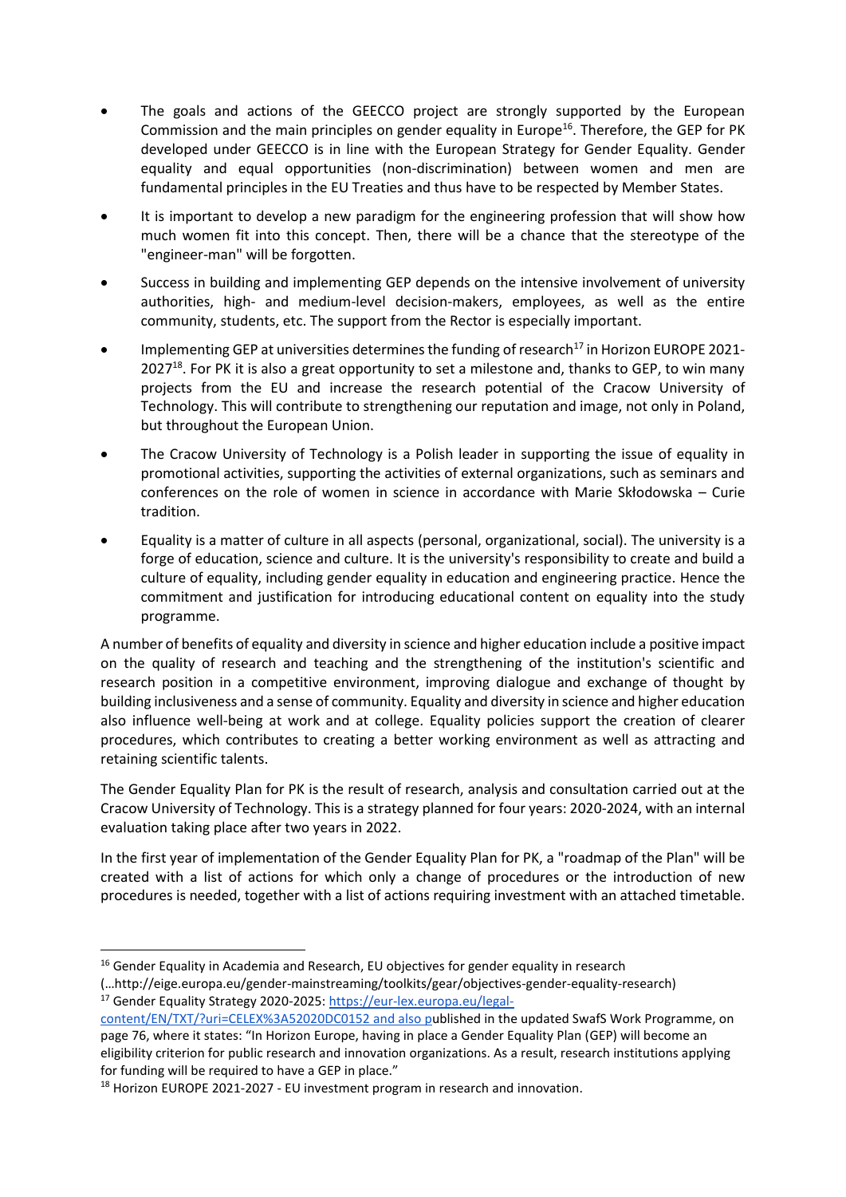- The goals and actions of the GEECCO project are strongly supported by the European Commission and the main principles on gender equality in Europe[16]. Therefore, the GEP for PK developed under GEECCO is in line with the European Strategy for Gender Equality. Gender equality and equal opportunities (non-discrimination) between women and men are fundamental principles in the EU Treaties and thus have to be respected by Member States.
- It is important to develop a new paradigm for the engineering profession that will show how much women fit into this concept. Then, there will be a chance that the stereotype of the "engineer-man" will be forgotten.
- Success in building and implementing GEP depends on the intensive involvement of university authorities, high- and medium-level decision-makers, employees, as well as the entire community, students, etc. The support from the Rector is especially important.
- Implementing GEP at universities determines the funding of research[17] in Horizon EUROPE 2021-2027[18]. For PK it is also a great opportunity to set a milestone and, thanks to GEP, to win many projects from the EU and increase the research potential of the Cracow University of Technology. This will contribute to strengthening our reputation and image, not only in Poland, but throughout the European Union.
- The Cracow University of Technology is a Polish leader in supporting the issue of equality in promotional activities, supporting the activities of external organizations, such as seminars and conferences on the role of women in science in accordance with Marie Skłodowska – Curie tradition.
- Equality is a matter of culture in all aspects (personal, organizational, social). The university is a forge of education, science and culture. It is the university's responsibility to create and build a culture of equality, including gender equality in education and engineering practice. Hence the commitment and justification for introducing educational content on equality into the study programme.

A number of benefits of equality and diversity in science and higher education include a positive impact on the quality of research and teaching and the strengthening of the institution's scientific and research position in a competitive environment, improving dialogue and exchange of thought by building inclusiveness and a sense of community. Equality and diversity in science and higher education also influence well-being at work and at college. Equality policies support the creation of clearer procedures, which contributes to creating a better working environment as well as attracting and retaining scientific talents.

The Gender Equality Plan for PK is the result of research, analysis and consultation carried out at the Cracow University of Technology. This is a strategy planned for four years: 2020-2024, with an internal evaluation taking place after two years in 2022.

In the first year of implementation of the Gender Equality Plan for PK, a "roadmap of the Plan" will be created with a list of actions for which only a change of procedures or the introduction of new procedures is needed, together with a list of actions requiring investment with an attached timetable.

---

[16] Gender Equality in Academia and Research, EU objectives for gender equality in research (…http://eige.europa.eu/gender-mainstreaming/toolkits/gear/objectives-gender-equality-research)

[17] Gender Equality Strategy 2020-2025: https://eur-lex.europa.eu/legal-content/EN/TXT/?uri=CELEX%3A52020DC0152 and also published in the updated SwafS Work Programme, on page 76, where it states: "In Horizon Europe, having in place a Gender Equality Plan (GEP) will become an eligibility criterion for public research and innovation organizations. As a result, research institutions applying for funding will be required to have a GEP in place."

[18] Horizon EUROPE 2021-2027 - EU investment program in research and innovation.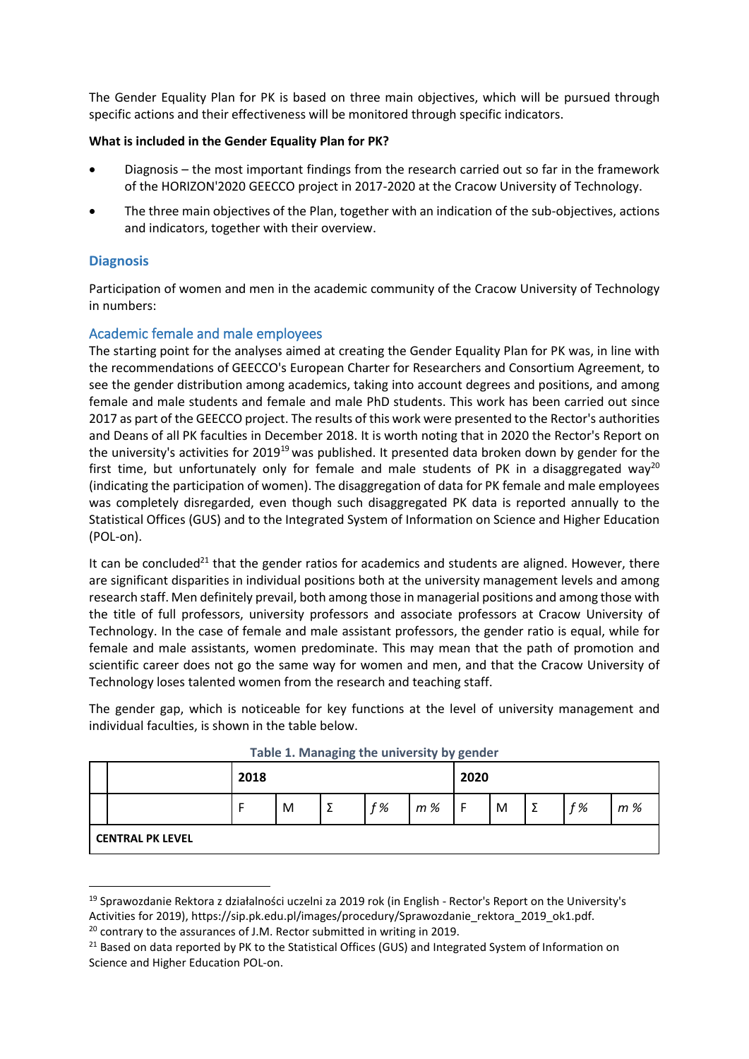The Gender Equality Plan for PK is based on three main objectives, which will be pursued through specific actions and their effectiveness will be monitored through specific indicators.

**What is included in the Gender Equality Plan for PK?**

- Diagnosis – the most important findings from the research carried out so far in the framework of the HORIZON'2020 GEECCO project in 2017-2020 at the Cracow University of Technology.
- The three main objectives of the Plan, together with an indication of the sub-objectives, actions and indicators, together with their overview.

## Diagnosis

Participation of women and men in the academic community of the Cracow University of Technology in numbers:

### Academic female and male employees

The starting point for the analyses aimed at creating the Gender Equality Plan for PK was, in line with the recommendations of GEECCO's European Charter for Researchers and Consortium Agreement, to see the gender distribution among academics, taking into account degrees and positions, and among female and male students and female and male PhD students. This work has been carried out since 2017 as part of the GEECCO project. The results of this work were presented to the Rector's authorities and Deans of all PK faculties in December 2018. It is worth noting that in 2020 the Rector's Report on the university's activities for 2019[19] was published. It presented data broken down by gender for the first time, but unfortunately only for female and male students of PK in a disaggregated way[20] (indicating the participation of women). The disaggregation of data for PK female and male employees was completely disregarded, even though such disaggregated PK data is reported annually to the Statistical Offices (GUS) and to the Integrated System of Information on Science and Higher Education (POL-on).

It can be concluded[21] that the gender ratios for academics and students are aligned. However, there are significant disparities in individual positions both at the university management levels and among research staff. Men definitely prevail, both among those in managerial positions and among those with the title of full professors, university professors and associate professors at Cracow University of Technology. In the case of female and male assistant professors, the gender ratio is equal, while for female and male assistants, women predominate. This may mean that the path of promotion and scientific career does not go the same way for women and men, and that the Cracow University of Technology loses talented women from the research and teaching staff.

The gender gap, which is noticeable for key functions at the level of university management and individual faculties, is shown in the table below.

**Table 1. Managing the university by gender**

| | | 2018 | | | | | 2020 | | | | |
|---|---|---|---|---|---|---|---|---|---|---|---|
| | | F | M | Σ | *f %* | *m %* | F | M | Σ | *f %* | *m %* |
| **CENTRAL PK LEVEL** | | | | | | | | | | | |

[19] Sprawozdanie Rektora z działalności uczelni za 2019 rok (in English - Rector's Report on the University's Activities for 2019), https://sip.pk.edu.pl/images/procedury/Sprawozdanie_rektora_2019_ok1.pdf.

[20] contrary to the assurances of J.M. Rector submitted in writing in 2019.

[21] Based on data reported by PK to the Statistical Offices (GUS) and Integrated System of Information on Science and Higher Education POL-on.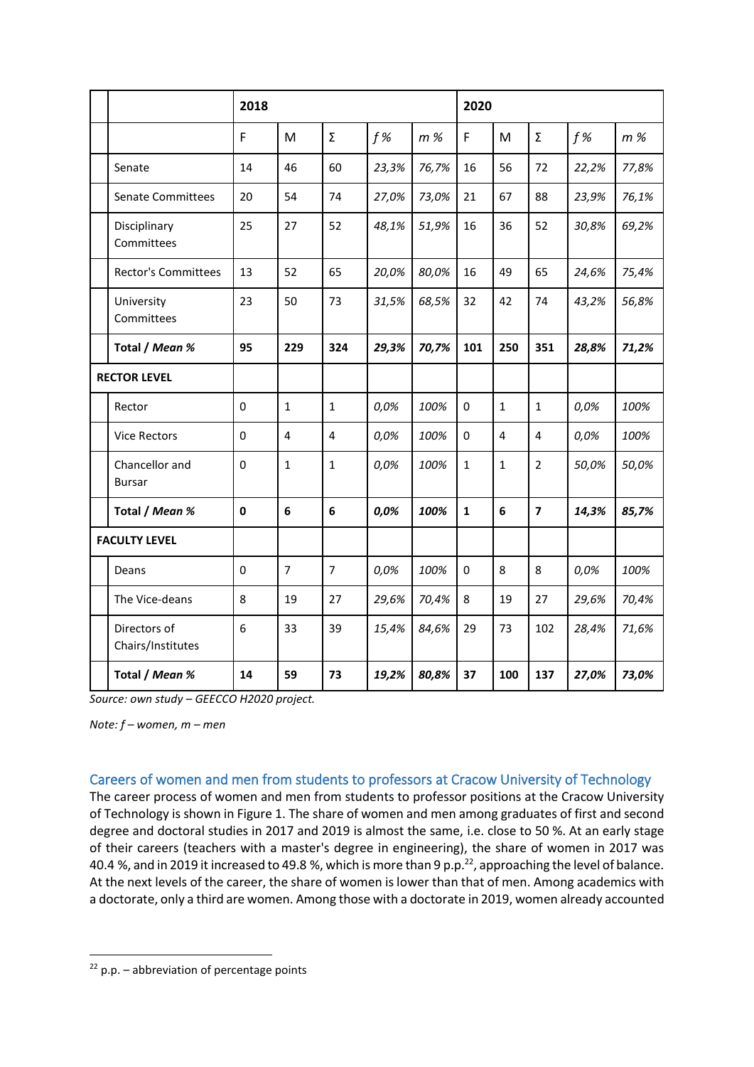| | | 2018 | | | | | 2020 | | | | |
|---|---|---|---|---|---|---|---|---|---|---|---|
| | | F | M | Σ | *f %* | *m %* | F | M | Σ | *f %* | *m %* |
| | Senate | 14 | 46 | 60 | *23,3%* | *76,7%* | 16 | 56 | 72 | *22,2%* | *77,8%* |
| | Senate Committees | 20 | 54 | 74 | *27,0%* | *73,0%* | 21 | 67 | 88 | *23,9%* | *76,1%* |
| | Disciplinary Committees | 25 | 27 | 52 | *48,1%* | *51,9%* | 16 | 36 | 52 | *30,8%* | *69,2%* |
| | Rector's Committees | 13 | 52 | 65 | *20,0%* | *80,0%* | 16 | 49 | 65 | *24,6%* | *75,4%* |
| | University Committees | 23 | 50 | 73 | *31,5%* | *68,5%* | 32 | 42 | 74 | *43,2%* | *56,8%* |
| | **Total / *Mean %*** | **95** | **229** | **324** | ***29,3%*** | ***70,7%*** | **101** | **250** | **351** | ***28,8%*** | ***71,2%*** |
| **RECTOR LEVEL** | | | | | | | | | | | |
| | Rector | 0 | 1 | 1 | *0,0%* | *100%* | 0 | 1 | 1 | *0,0%* | *100%* |
| | Vice Rectors | 0 | 4 | 4 | *0,0%* | *100%* | 0 | 4 | 4 | *0,0%* | *100%* |
| | Chancellor and Bursar | 0 | 1 | 1 | *0,0%* | *100%* | 1 | 1 | 2 | *50,0%* | *50,0%* |
| | **Total / *Mean %*** | **0** | **6** | **6** | ***0,0%*** | ***100%*** | **1** | **6** | **7** | ***14,3%*** | ***85,7%*** |
| **FACULTY LEVEL** | | | | | | | | | | | |
| | Deans | 0 | 7 | 7 | *0,0%* | *100%* | 0 | 8 | 8 | *0,0%* | *100%* |
| | The Vice-deans | 8 | 19 | 27 | *29,6%* | *70,4%* | 8 | 19 | 27 | *29,6%* | *70,4%* |
| | Directors of Chairs/Institutes | 6 | 33 | 39 | *15,4%* | *84,6%* | 29 | 73 | 102 | *28,4%* | *71,6%* |
| | **Total / *Mean %*** | **14** | **59** | **73** | ***19,2%*** | ***80,8%*** | **37** | **100** | **137** | ***27,0%*** | ***73,0%*** |

*Source: own study – GEECCO H2020 project.*

*Note: f – women, m – men*

## Careers of women and men from students to professors at Cracow University of Technology

The career process of women and men from students to professor positions at the Cracow University of Technology is shown in Figure 1. The share of women and men among graduates of first and second degree and doctoral studies in 2017 and 2019 is almost the same, i.e. close to 50 %. At an early stage of their careers (teachers with a master's degree in engineering), the share of women in 2017 was 40.4 %, and in 2019 it increased to 49.8 %, which is more than 9 p.p.[22], approaching the level of balance. At the next levels of the career, the share of women is lower than that of men. Among academics with a doctorate, only a third are women. Among those with a doctorate in 2019, women already accounted

[22] p.p. – abbreviation of percentage points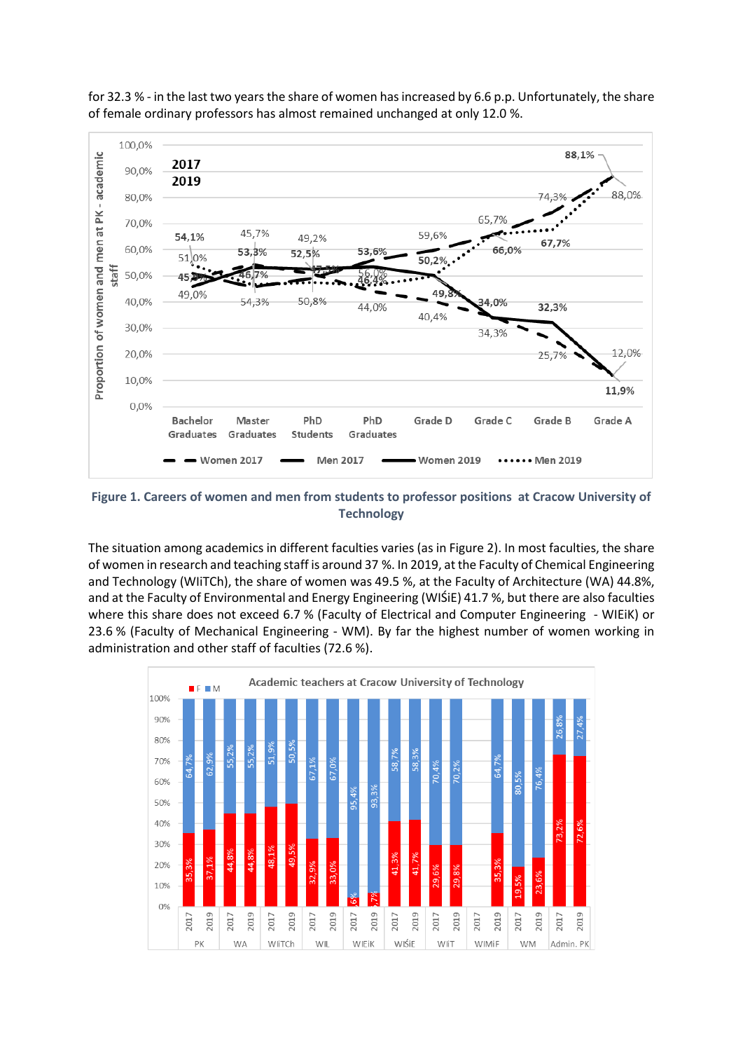for 32.3 % - in the last two years the share of women has increased by 6.6 p.p. Unfortunately, the share of female ordinary professors has almost remained unchanged at only 12.0 %.

**Figure 1. Careers of women and men from students to professor positions at Cracow University of Technology**

The situation among academics in different faculties varies (as in Figure 2). In most faculties, the share of women in research and teaching staff is around 37 %. In 2019, at the Faculty of Chemical Engineering and Technology (WIiTCh), the share of women was 49.5 %, at the Faculty of Architecture (WA) 44.8%, and at the Faculty of Environmental and Energy Engineering (WIŚiE) 41.7 %, but there are also faculties where this share does not exceed 6.7 % (Faculty of Electrical and Computer Engineering - WIEiK) or 23.6 % (Faculty of Mechanical Engineering - WM). By far the highest number of women working in administration and other staff of faculties (72.6 %).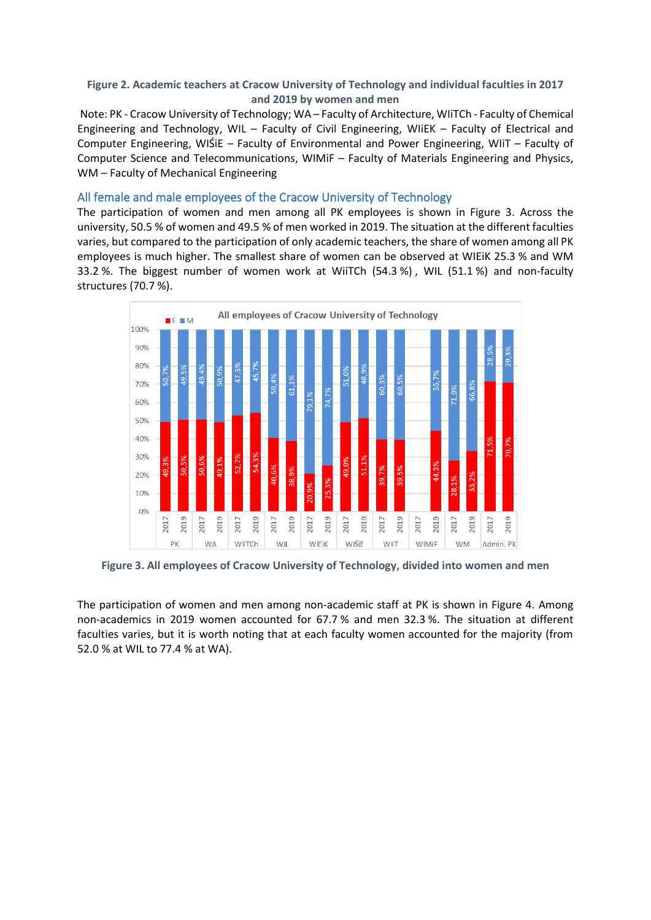**Figure 2. Academic teachers at Cracow University of Technology and individual faculties in 2017 and 2019 by women and men**

Note: PK - Cracow University of Technology; WA – Faculty of Architecture, WIiTCh - Faculty of Chemical Engineering and Technology, WIL – Faculty of Civil Engineering, WIiEK – Faculty of Electrical and Computer Engineering, WIŚiE – Faculty of Environmental and Power Engineering, WIiT – Faculty of Computer Science and Telecommunications, WIMiF – Faculty of Materials Engineering and Physics, WM – Faculty of Mechanical Engineering

## All female and male employees of the Cracow University of Technology

The participation of women and men among all PK employees is shown in Figure 3. Across the university, 50.5 % of women and 49.5 % of men worked in 2019. The situation at the different faculties varies, but compared to the participation of only academic teachers, the share of women among all PK employees is much higher. The smallest share of women can be observed at WIEiK 25.3 % and WM 33.2 %. The biggest number of women work at WiiTCh (54.3 %) , WIL (51.1 %) and non-faculty structures (70.7 %).

| | | F | M |
|---|---|---|---|
| PK | 2017 | 49,3% | 50,7% |
| | 2019 | 50,5% | 49,5% |
| WA | 2017 | 50,6% | 49,4% |
| | 2019 | 49,1% | 50,9% |
| WIiTCh | 2017 | 52,7% | 47,3% |
| | 2019 | 54,3% | 45,7% |
| WIL | 2017 | 40,6% | 59,4% |
| | 2019 | 38,9% | 61,1% |
| WIEiK | 2017 | 20,9% | 79,1% |
| | 2019 | 25,3% | 74,7% |
| WIŚiE | 2017 | 49,0% | 51,0% |
| | 2019 | 51,1% | 48,9% |
| WIiT | 2017 | 39,7% | 60,3% |
| | 2019 | 39,5% | 60,5% |
| WIMiF | 2017 | | |
| | 2019 | 44,3% | 55,7% |
| WM | 2017 | 28,1% | 71,9% |
| | 2019 | 33,2% | 66,8% |
| Admin. PK | 2017 | 71,5% | 28,5% |
| | 2019 | 70,7% | 29,3% |

**Figure 3. All employees of Cracow University of Technology, divided into women and men**

The participation of women and men among non-academic staff at PK is shown in Figure 4. Among non-academics in 2019 women accounted for 67.7 % and men 32.3 %. The situation at different faculties varies, but it is worth noting that at each faculty women accounted for the majority (from 52.0 % at WIL to 77.4 % at WA).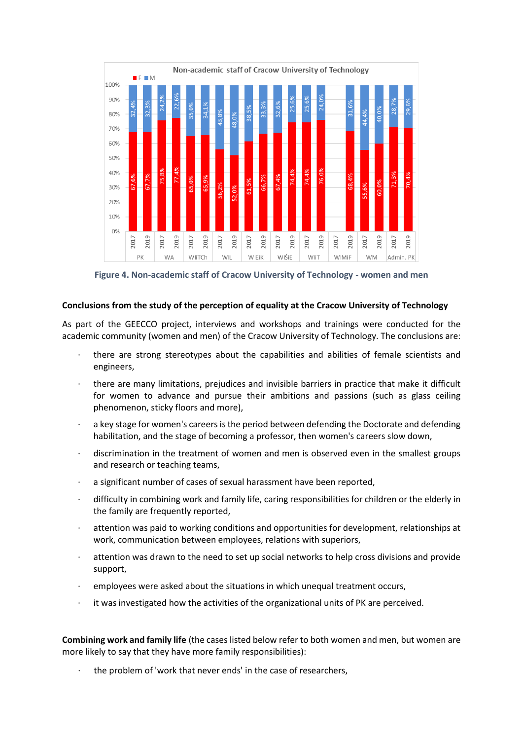Figure 4. Non-academic staff of Cracow University of Technology - women and men

**Conclusions from the study of the perception of equality at the Cracow University of Technology**

As part of the GEECCO project, interviews and workshops and trainings were conducted for the academic community (women and men) of the Cracow University of Technology. The conclusions are:

- there are strong stereotypes about the capabilities and abilities of female scientists and engineers,
- there are many limitations, prejudices and invisible barriers in practice that make it difficult for women to advance and pursue their ambitions and passions (such as glass ceiling phenomenon, sticky floors and more),
- a key stage for women's careers is the period between defending the Doctorate and defending habilitation, and the stage of becoming a professor, then women's careers slow down,
- discrimination in the treatment of women and men is observed even in the smallest groups and research or teaching teams,
- a significant number of cases of sexual harassment have been reported,
- difficulty in combining work and family life, caring responsibilities for children or the elderly in the family are frequently reported,
- attention was paid to working conditions and opportunities for development, relationships at work, communication between employees, relations with superiors,
- attention was drawn to the need to set up social networks to help cross divisions and provide support,
- employees were asked about the situations in which unequal treatment occurs,
- it was investigated how the activities of the organizational units of PK are perceived.

**Combining work and family life** (the cases listed below refer to both women and men, but women are more likely to say that they have more family responsibilities):

- the problem of 'work that never ends' in the case of researchers,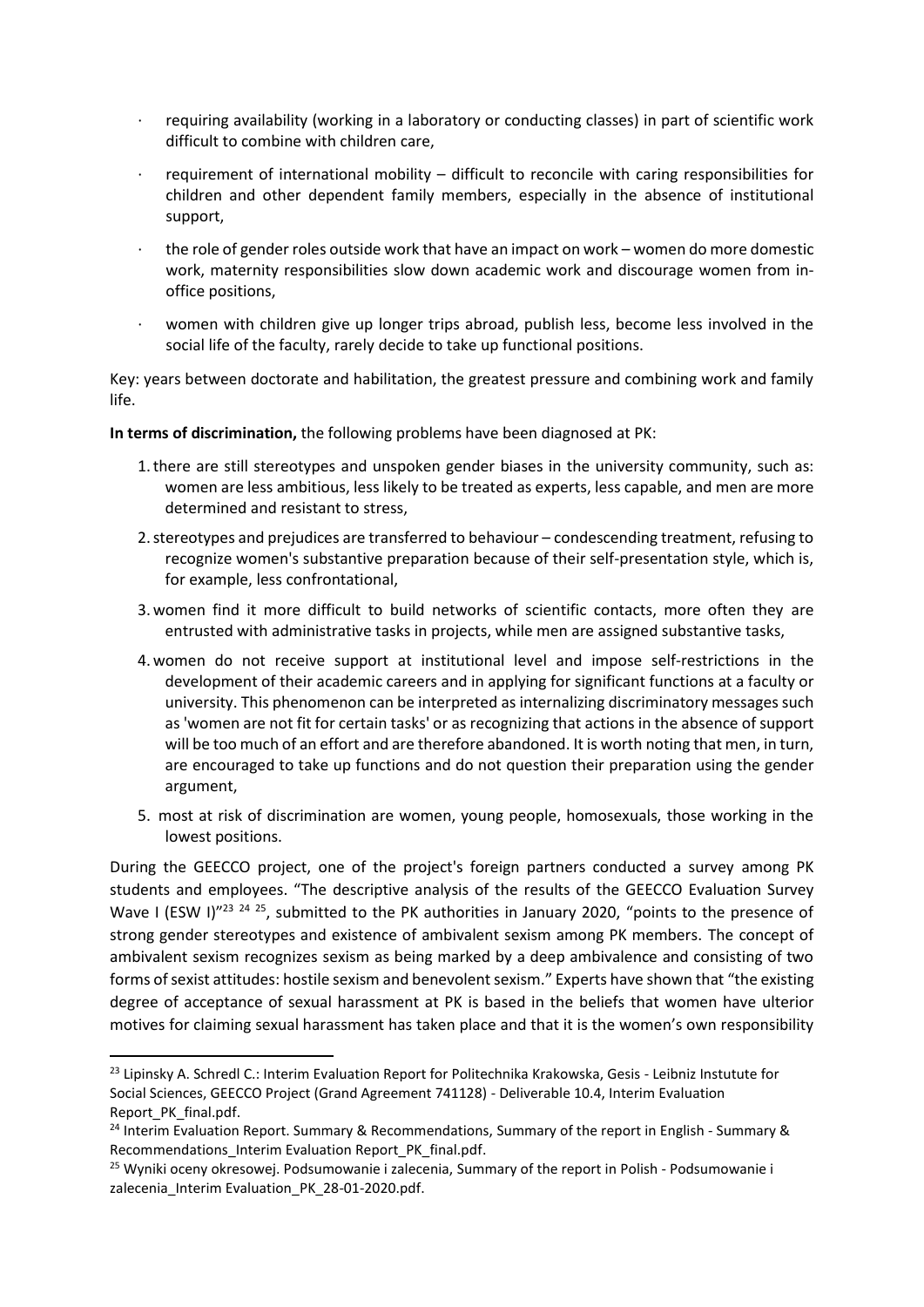- requiring availability (working in a laboratory or conducting classes) in part of scientific work difficult to combine with children care,
- requirement of international mobility – difficult to reconcile with caring responsibilities for children and other dependent family members, especially in the absence of institutional support,
- the role of gender roles outside work that have an impact on work – women do more domestic work, maternity responsibilities slow down academic work and discourage women from in-office positions,
- women with children give up longer trips abroad, publish less, become less involved in the social life of the faculty, rarely decide to take up functional positions.

Key: years between doctorate and habilitation, the greatest pressure and combining work and family life.

**In terms of discrimination,** the following problems have been diagnosed at PK:

1. there are still stereotypes and unspoken gender biases in the university community, such as: women are less ambitious, less likely to be treated as experts, less capable, and men are more determined and resistant to stress,
2. stereotypes and prejudices are transferred to behaviour – condescending treatment, refusing to recognize women's substantive preparation because of their self-presentation style, which is, for example, less confrontational,
3. women find it more difficult to build networks of scientific contacts, more often they are entrusted with administrative tasks in projects, while men are assigned substantive tasks,
4. women do not receive support at institutional level and impose self-restrictions in the development of their academic careers and in applying for significant functions at a faculty or university. This phenomenon can be interpreted as internalizing discriminatory messages such as 'women are not fit for certain tasks' or as recognizing that actions in the absence of support will be too much of an effort and are therefore abandoned. It is worth noting that men, in turn, are encouraged to take up functions and do not question their preparation using the gender argument,
5. most at risk of discrimination are women, young people, homosexuals, those working in the lowest positions.

During the GEECCO project, one of the project's foreign partners conducted a survey among PK students and employees. "The descriptive analysis of the results of the GEECCO Evaluation Survey Wave I (ESW I)"[23] [24] [25], submitted to the PK authorities in January 2020, "points to the presence of strong gender stereotypes and existence of ambivalent sexism among PK members. The concept of ambivalent sexism recognizes sexism as being marked by a deep ambivalence and consisting of two forms of sexist attitudes: hostile sexism and benevolent sexism." Experts have shown that "the existing degree of acceptance of sexual harassment at PK is based in the beliefs that women have ulterior motives for claiming sexual harassment has taken place and that it is the women's own responsibility

[23] Lipinsky A. Schredl C.: Interim Evaluation Report for Politechnika Krakowska, Gesis - Leibniz Instutute for Social Sciences, GEECCO Project (Grand Agreement 741128) - Deliverable 10.4, Interim Evaluation Report_PK_final.pdf.

[24] Interim Evaluation Report. Summary & Recommendations, Summary of the report in English - Summary & Recommendations_Interim Evaluation Report_PK_final.pdf.

[25] Wyniki oceny okresowej. Podsumowanie i zalecenia, Summary of the report in Polish - Podsumowanie i zalecenia_Interim Evaluation_PK_28-01-2020.pdf.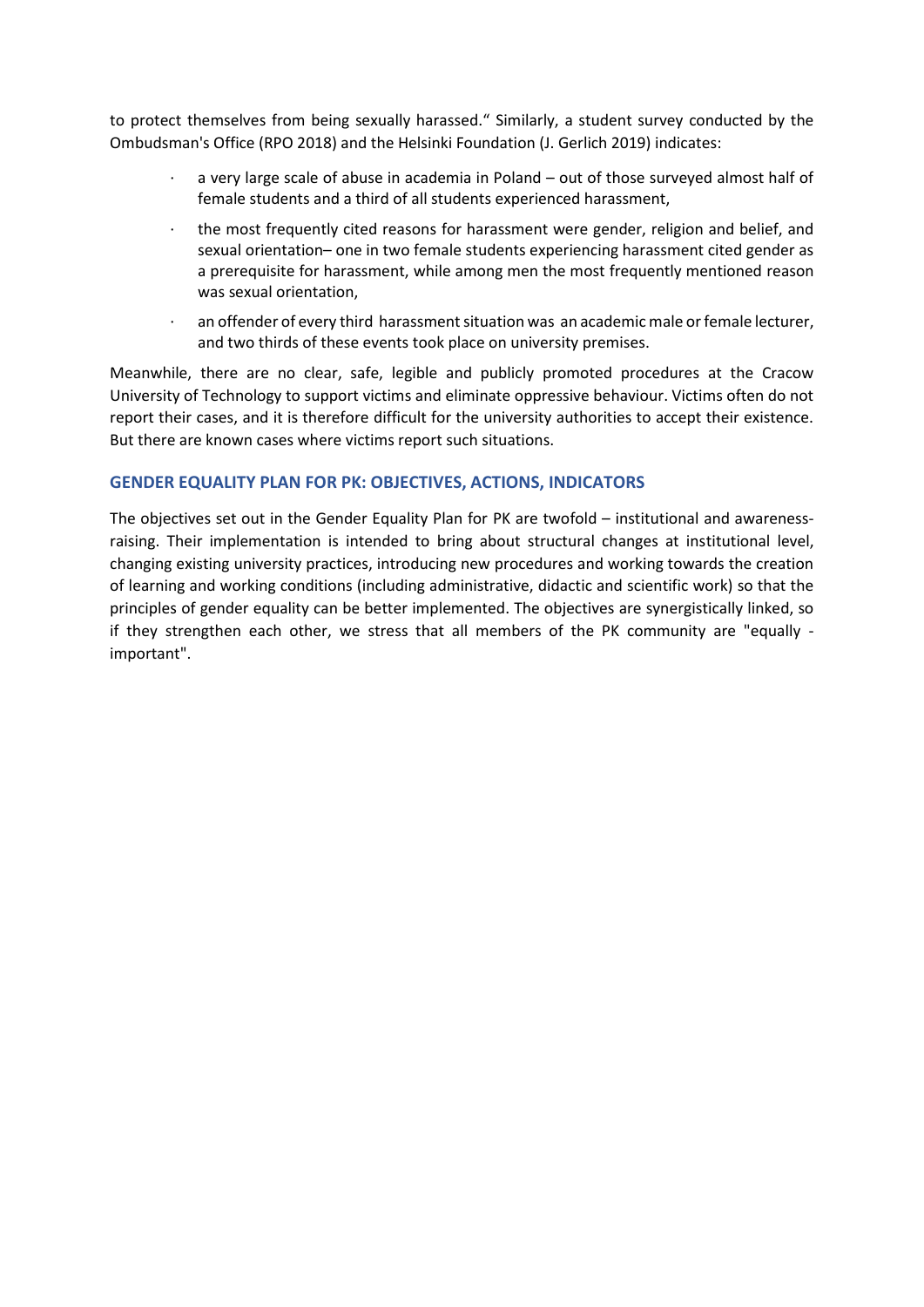to protect themselves from being sexually harassed." Similarly, a student survey conducted by the Ombudsman's Office (RPO 2018) and the Helsinki Foundation (J. Gerlich 2019) indicates:

- a very large scale of abuse in academia in Poland – out of those surveyed almost half of female students and a third of all students experienced harassment,
- the most frequently cited reasons for harassment were gender, religion and belief, and sexual orientation– one in two female students experiencing harassment cited gender as a prerequisite for harassment, while among men the most frequently mentioned reason was sexual orientation,
- an offender of every third harassment situation was an academic male or female lecturer, and two thirds of these events took place on university premises.

Meanwhile, there are no clear, safe, legible and publicly promoted procedures at the Cracow University of Technology to support victims and eliminate oppressive behaviour. Victims often do not report their cases, and it is therefore difficult for the university authorities to accept their existence. But there are known cases where victims report such situations.

## GENDER EQUALITY PLAN FOR PK: OBJECTIVES, ACTIONS, INDICATORS

The objectives set out in the Gender Equality Plan for PK are twofold – institutional and awareness-raising. Their implementation is intended to bring about structural changes at institutional level, changing existing university practices, introducing new procedures and working towards the creation of learning and working conditions (including administrative, didactic and scientific work) so that the principles of gender equality can be better implemented. The objectives are synergistically linked, so if they strengthen each other, we stress that all members of the PK community are "equally - important".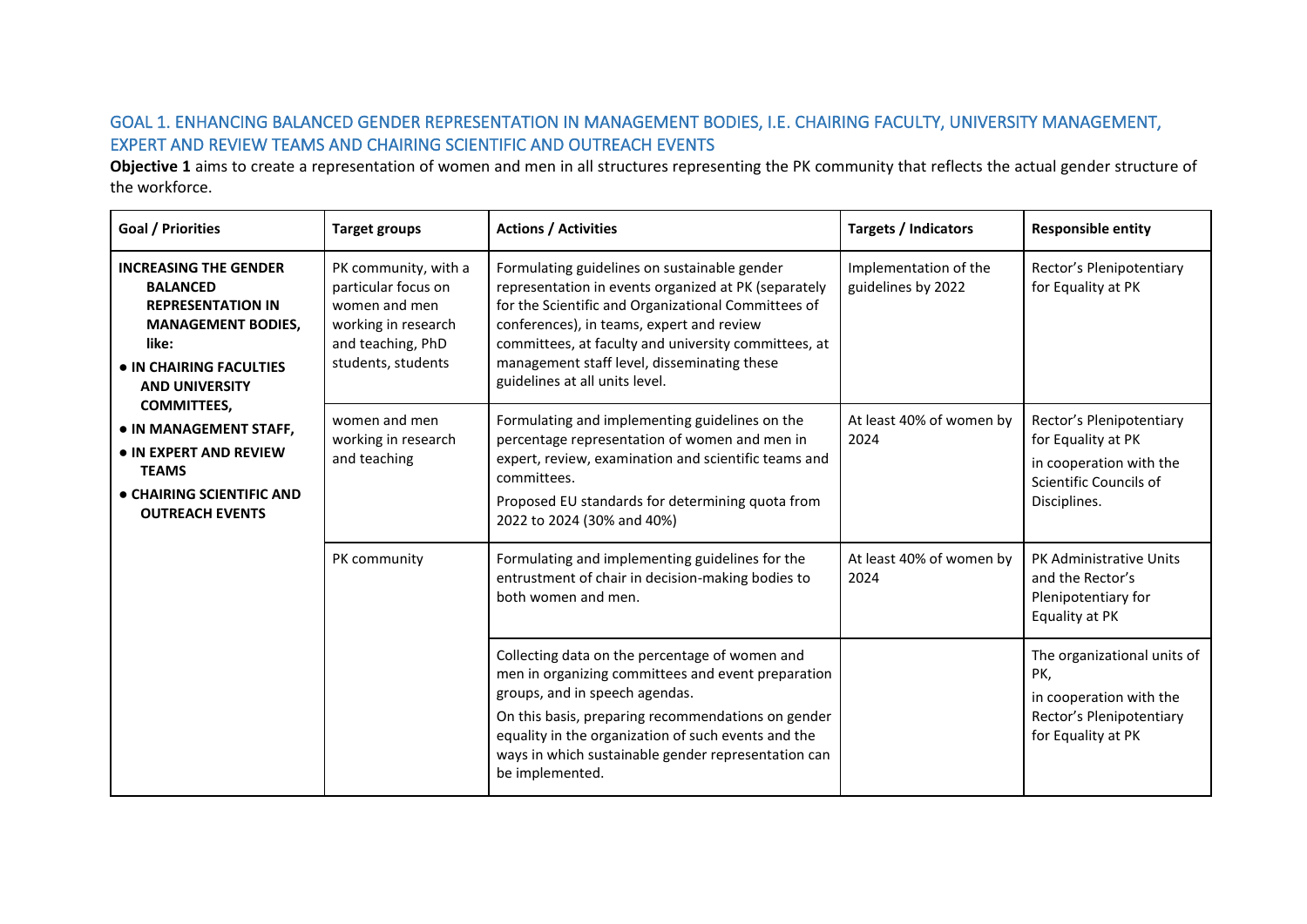## GOAL 1. ENHANCING BALANCED GENDER REPRESENTATION IN MANAGEMENT BODIES, I.E. CHAIRING FACULTY, UNIVERSITY MANAGEMENT, EXPERT AND REVIEW TEAMS AND CHAIRING SCIENTIFIC AND OUTREACH EVENTS

**Objective 1** aims to create a representation of women and men in all structures representing the PK community that reflects the actual gender structure of the workforce.

| Goal / Priorities | Target groups | Actions / Activities | Targets / Indicators | Responsible entity |
|---|---|---|---|---|
| **INCREASING THE GENDER BALANCED REPRESENTATION IN MANAGEMENT BODIES, like:** <br> ● **IN CHAIRING FACULTIES AND UNIVERSITY COMMITTEES,** <br> ● **IN MANAGEMENT STAFF,** <br> ● **IN EXPERT AND REVIEW TEAMS** <br> ● **CHAIRING SCIENTIFIC AND OUTREACH EVENTS** | PK community, with a particular focus on women and men working in research and teaching, PhD students, students | Formulating guidelines on sustainable gender representation in events organized at PK (separately for the Scientific and Organizational Committees of conferences), in teams, expert and review committees, at faculty and university committees, at management staff level, disseminating these guidelines at all units level. | Implementation of the guidelines by 2022 | Rector's Plenipotentiary for Equality at PK |
| | women and men working in research and teaching | Formulating and implementing guidelines on the percentage representation of women and men in expert, review, examination and scientific teams and committees. <br> Proposed EU standards for determining quota from 2022 to 2024 (30% and 40%) | At least 40% of women by 2024 | Rector's Plenipotentiary for Equality at PK <br> in cooperation with the Scientific Councils of Disciplines. |
| | PK community | Formulating and implementing guidelines for the entrustment of chair in decision-making bodies to both women and men. | At least 40% of women by 2024 | PK Administrative Units and the Rector's Plenipotentiary for Equality at PK |
| | | Collecting data on the percentage of women and men in organizing committees and event preparation groups, and in speech agendas. <br> On this basis, preparing recommendations on gender equality in the organization of such events and the ways in which sustainable gender representation can be implemented. | | The organizational units of PK, <br> in cooperation with the Rector's Plenipotentiary for Equality at PK |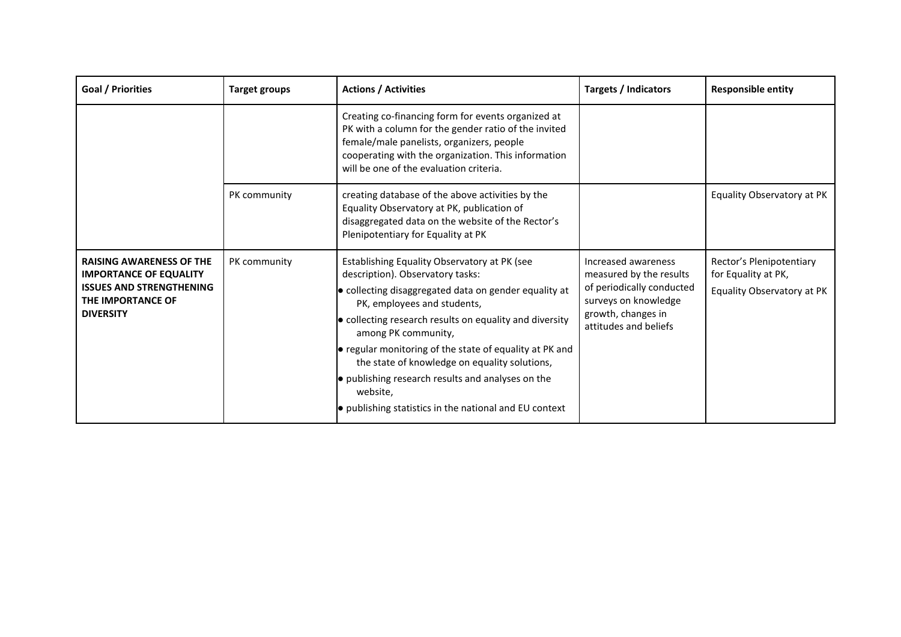| Goal / Priorities | Target groups | Actions / Activities | Targets / Indicators | Responsible entity |
|---|---|---|---|---|
| | | Creating co-financing form for events organized at PK with a column for the gender ratio of the invited female/male panelists, organizers, people cooperating with the organization. This information will be one of the evaluation criteria. | | |
| | PK community | creating database of the above activities by the Equality Observatory at PK, publication of disaggregated data on the website of the Rector's Plenipotentiary for Equality at PK | | Equality Observatory at PK |
| **RAISING AWARENESS OF THE IMPORTANCE OF EQUALITY ISSUES AND STRENGTHENING THE IMPORTANCE OF DIVERSITY** | PK community | Establishing Equality Observatory at PK (see description). Observatory tasks:<br>• collecting disaggregated data on gender equality at PK, employees and students,<br>• collecting research results on equality and diversity among PK community,<br>• regular monitoring of the state of equality at PK and the state of knowledge on equality solutions,<br>• publishing research results and analyses on the website,<br>• publishing statistics in the national and EU context | Increased awareness measured by the results of periodically conducted surveys on knowledge growth, changes in attitudes and beliefs | Rector's Plenipotentiary for Equality at PK, Equality Observatory at PK |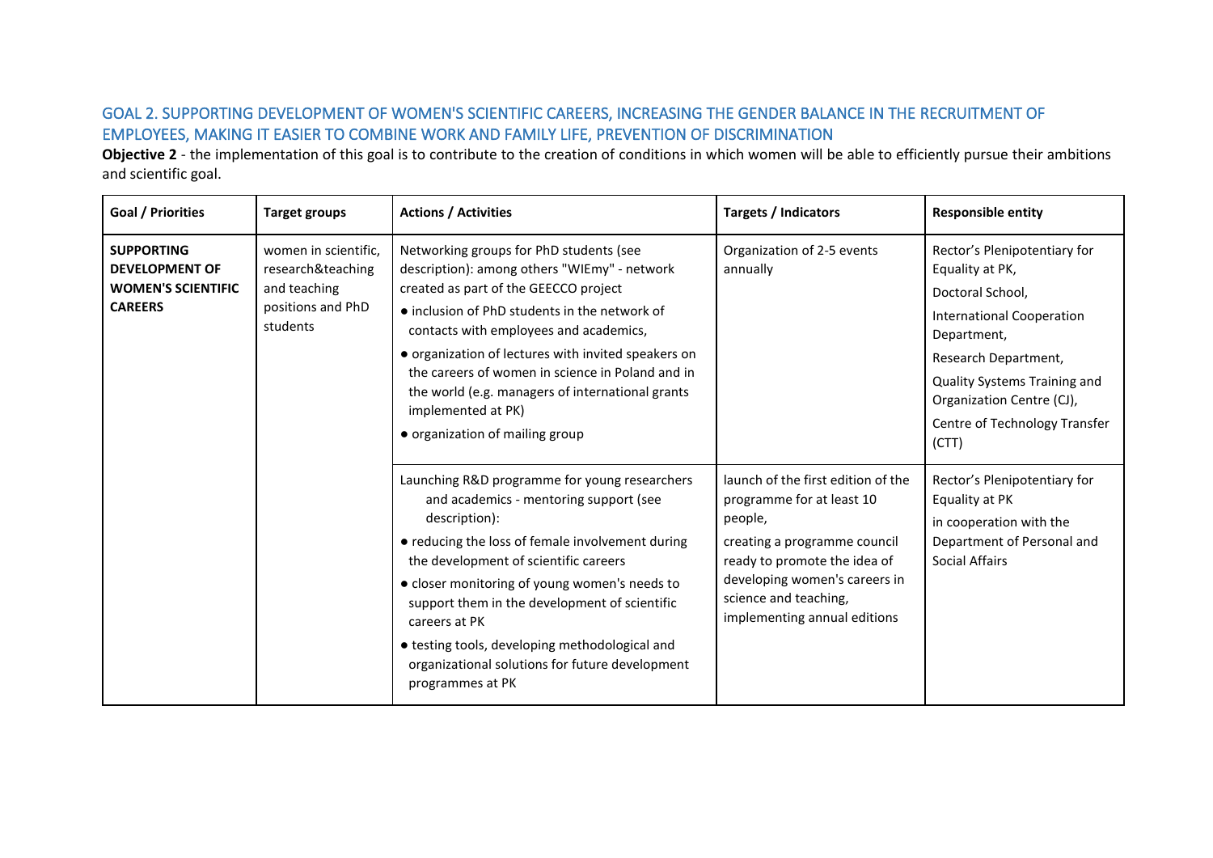## GOAL 2. SUPPORTING DEVELOPMENT OF WOMEN'S SCIENTIFIC CAREERS, INCREASING THE GENDER BALANCE IN THE RECRUITMENT OF EMPLOYEES, MAKING IT EASIER TO COMBINE WORK AND FAMILY LIFE, PREVENTION OF DISCRIMINATION

**Objective 2** - the implementation of this goal is to contribute to the creation of conditions in which women will be able to efficiently pursue their ambitions and scientific goal.

| Goal / Priorities | Target groups | Actions / Activities | Targets / Indicators | Responsible entity |
|---|---|---|---|---|
| **SUPPORTING DEVELOPMENT OF WOMEN'S SCIENTIFIC CAREERS** | women in scientific, research&teaching and teaching positions and PhD students | Networking groups for PhD students (see description): among others "WIEmy" - network created as part of the GEECCO project<br>● inclusion of PhD students in the network of contacts with employees and academics,<br>● organization of lectures with invited speakers on the careers of women in science in Poland and in the world (e.g. managers of international grants implemented at PK)<br>● organization of mailing group | Organization of 2-5 events annually | Rector's Plenipotentiary for Equality at PK,<br>Doctoral School,<br>International Cooperation Department,<br>Research Department,<br>Quality Systems Training and Organization Centre (CJ),<br>Centre of Technology Transfer (CTT) |
| | | Launching R&D programme for young researchers and academics - mentoring support (see description):<br>● reducing the loss of female involvement during the development of scientific careers<br>● closer monitoring of young women's needs to support them in the development of scientific careers at PK<br>● testing tools, developing methodological and organizational solutions for future development programmes at PK | launch of the first edition of the programme for at least 10 people,<br>creating a programme council ready to promote the idea of developing women's careers in science and teaching,<br>implementing annual editions | Rector's Plenipotentiary for Equality at PK<br>in cooperation with the Department of Personal and Social Affairs |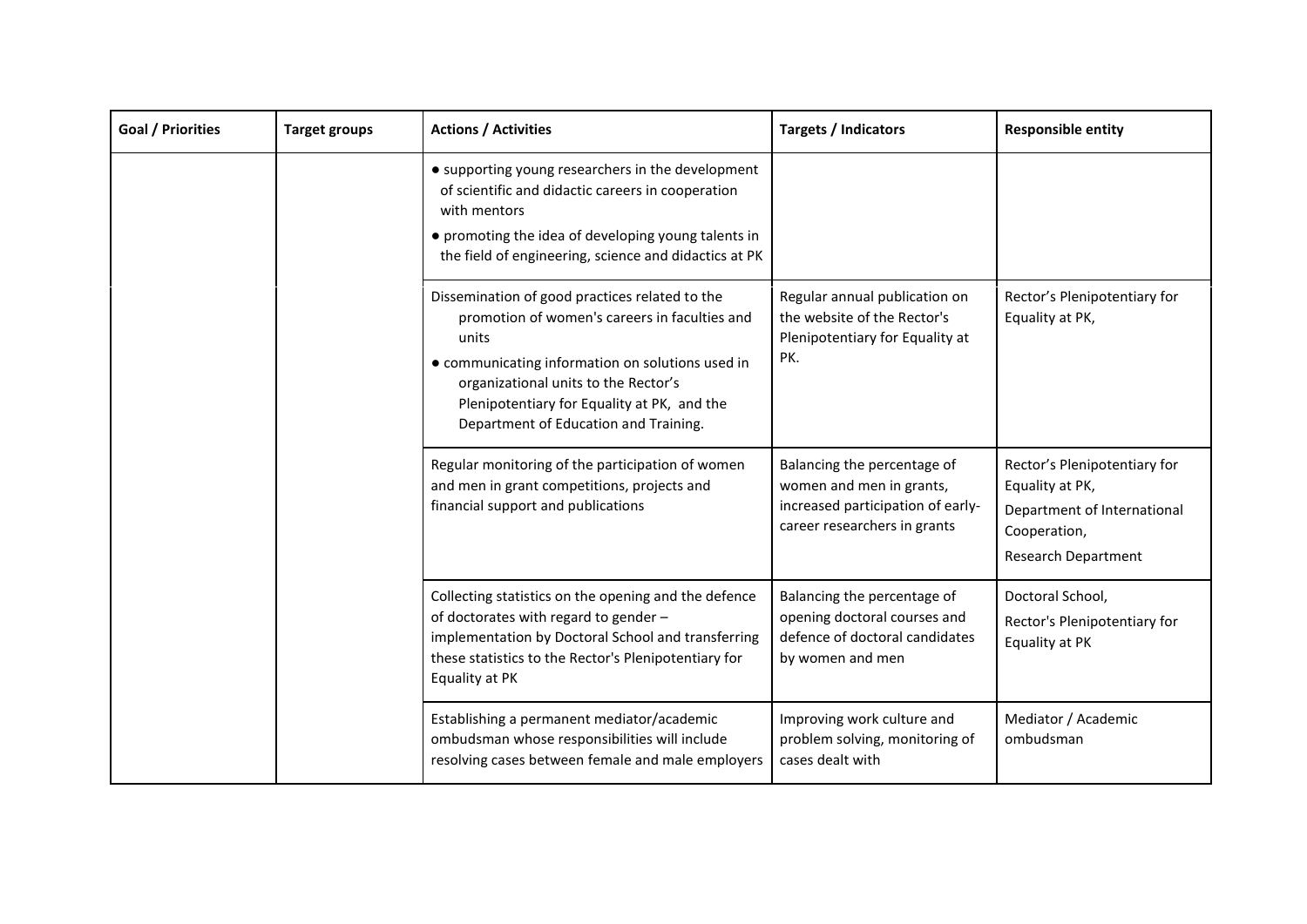| Goal / Priorities | Target groups | Actions / Activities | Targets / Indicators | Responsible entity |
|---|---|---|---|---|
| | | • supporting young researchers in the development of scientific and didactic careers in cooperation with mentors<br>• promoting the idea of developing young talents in the field of engineering, science and didactics at PK | | |
| | | Dissemination of good practices related to the promotion of women's careers in faculties and units<br>• communicating information on solutions used in organizational units to the Rector's Plenipotentiary for Equality at PK, and the Department of Education and Training. | Regular annual publication on the website of the Rector's Plenipotentiary for Equality at PK. | Rector's Plenipotentiary for Equality at PK, |
| | | Regular monitoring of the participation of women and men in grant competitions, projects and financial support and publications | Balancing the percentage of women and men in grants, increased participation of early-career researchers in grants | Rector's Plenipotentiary for Equality at PK,<br>Department of International Cooperation,<br>Research Department |
| | | Collecting statistics on the opening and the defence of doctorates with regard to gender – implementation by Doctoral School and transferring these statistics to the Rector's Plenipotentiary for Equality at PK | Balancing the percentage of opening doctoral courses and defence of doctoral candidates by women and men | Doctoral School,<br>Rector's Plenipotentiary for Equality at PK |
| | | Establishing a permanent mediator/academic ombudsman whose responsibilities will include resolving cases between female and male employers | Improving work culture and problem solving, monitoring of cases dealt with | Mediator / Academic ombudsman |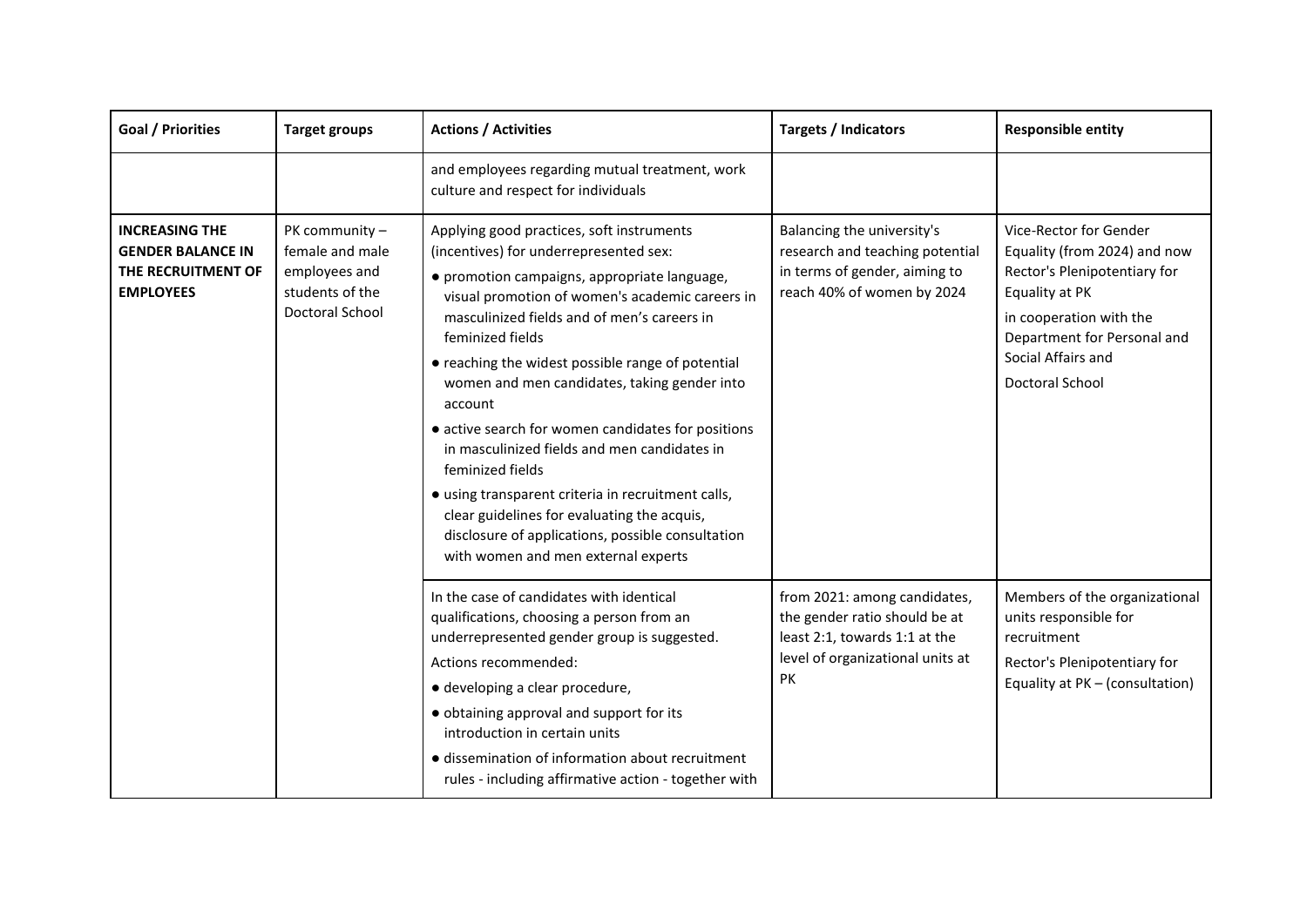| Goal / Priorities | Target groups | Actions / Activities | Targets / Indicators | Responsible entity |
|---|---|---|---|---|
| | | and employees regarding mutual treatment, work culture and respect for individuals | | |
| **INCREASING THE GENDER BALANCE IN THE RECRUITMENT OF EMPLOYEES** | PK community – female and male employees and students of the Doctoral School | Applying good practices, soft instruments (incentives) for underrepresented sex:<br>● promotion campaigns, appropriate language, visual promotion of women's academic careers in masculinized fields and of men's careers in feminized fields<br>● reaching the widest possible range of potential women and men candidates, taking gender into account<br>● active search for women candidates for positions in masculinized fields and men candidates in feminized fields<br>● using transparent criteria in recruitment calls, clear guidelines for evaluating the acquis, disclosure of applications, possible consultation with women and men external experts | Balancing the university's research and teaching potential in terms of gender, aiming to reach 40% of women by 2024 | Vice-Rector for Gender Equality (from 2024) and now Rector's Plenipotentiary for Equality at PK<br>in cooperation with the Department for Personal and Social Affairs and<br>Doctoral School |
| | | In the case of candidates with identical qualifications, choosing a person from an underrepresented gender group is suggested.<br>Actions recommended:<br>● developing a clear procedure,<br>● obtaining approval and support for its introduction in certain units<br>● dissemination of information about recruitment rules - including affirmative action - together with | from 2021: among candidates, the gender ratio should be at least 2:1, towards 1:1 at the level of organizational units at PK | Members of the organizational units responsible for recruitment<br>Rector's Plenipotentiary for Equality at PK – (consultation) |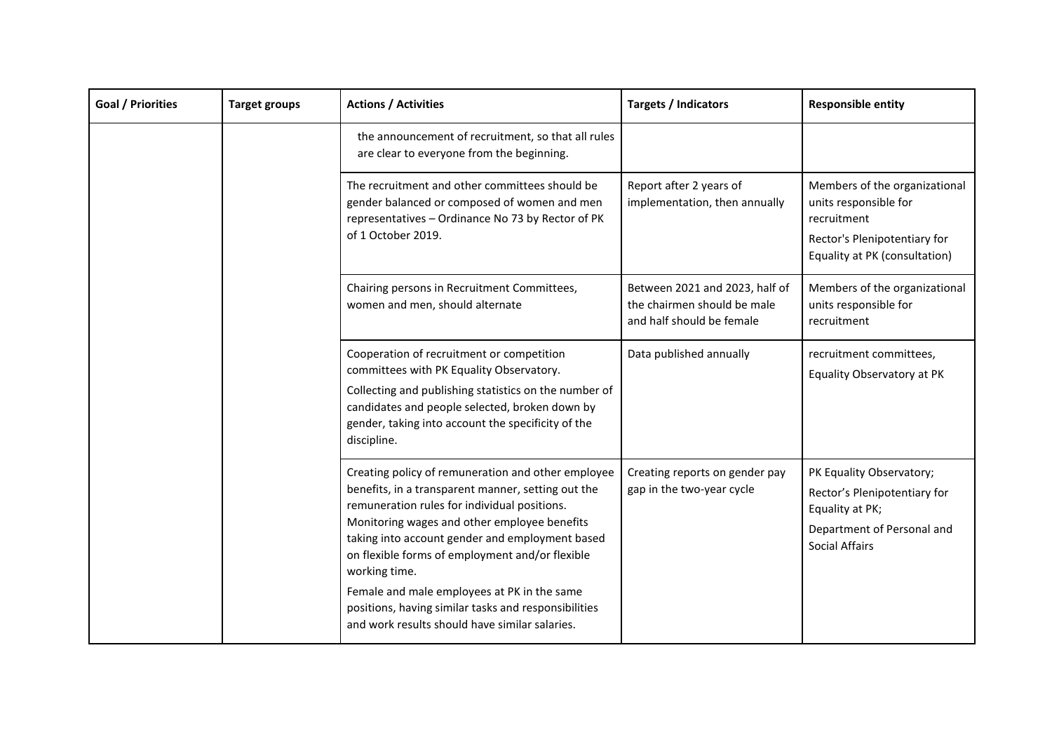| Goal / Priorities | Target groups | Actions / Activities | Targets / Indicators | Responsible entity |
|---|---|---|---|---|
| | | the announcement of recruitment, so that all rules are clear to everyone from the beginning. | | |
| | | The recruitment and other committees should be gender balanced or composed of women and men representatives – Ordinance No 73 by Rector of PK of 1 October 2019. | Report after 2 years of implementation, then annually | Members of the organizational units responsible for recruitment<br>Rector's Plenipotentiary for Equality at PK (consultation) |
| | | Chairing persons in Recruitment Committees, women and men, should alternate | Between 2021 and 2023, half of the chairmen should be male and half should be female | Members of the organizational units responsible for recruitment |
| | | Cooperation of recruitment or competition committees with PK Equality Observatory.<br>Collecting and publishing statistics on the number of candidates and people selected, broken down by gender, taking into account the specificity of the discipline. | Data published annually | recruitment committees,<br>Equality Observatory at PK |
| | | Creating policy of remuneration and other employee benefits, in a transparent manner, setting out the remuneration rules for individual positions. Monitoring wages and other employee benefits taking into account gender and employment based on flexible forms of employment and/or flexible working time.<br>Female and male employees at PK in the same positions, having similar tasks and responsibilities and work results should have similar salaries. | Creating reports on gender pay gap in the two-year cycle | PK Equality Observatory;<br>Rector's Plenipotentiary for Equality at PK;<br>Department of Personal and Social Affairs |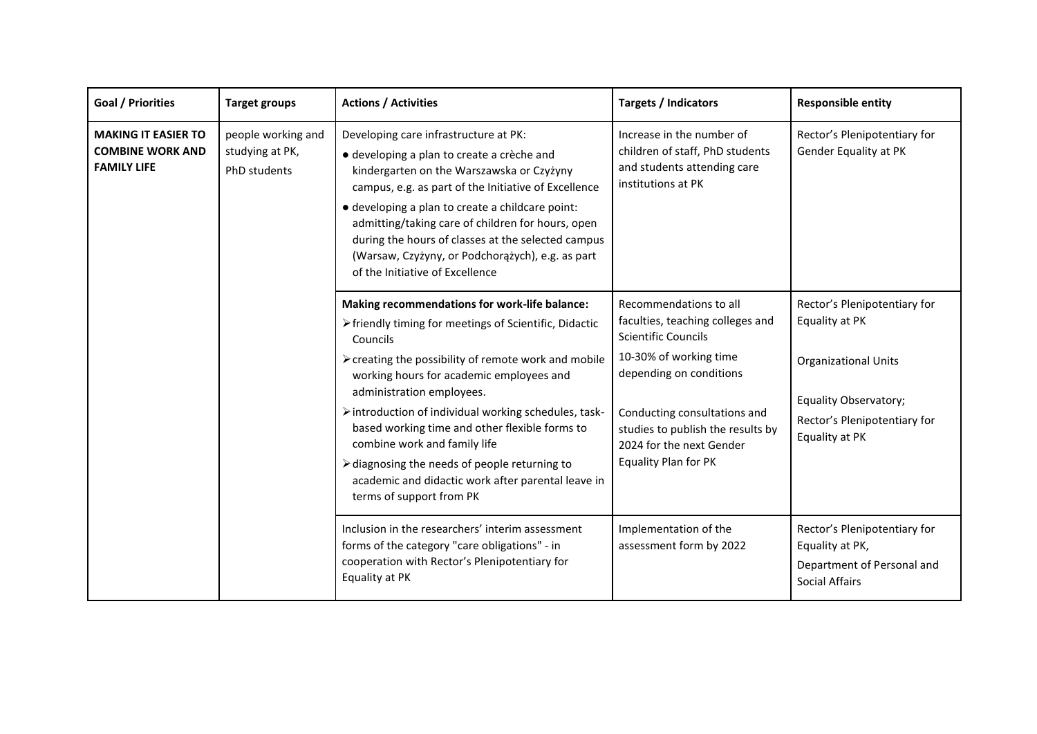| Goal / Priorities | Target groups | Actions / Activities | Targets / Indicators | Responsible entity |
|---|---|---|---|---|
| **MAKING IT EASIER TO COMBINE WORK AND FAMILY LIFE** | people working and studying at PK, PhD students | Developing care infrastructure at PK:<br>● developing a plan to create a crèche and kindergarten on the Warszawska or Czyżyny campus, e.g. as part of the Initiative of Excellence<br>● developing a plan to create a childcare point: admitting/taking care of children for hours, open during the hours of classes at the selected campus (Warsaw, Czyżyny, or Podchorążych), e.g. as part of the Initiative of Excellence | Increase in the number of children of staff, PhD students and students attending care institutions at PK | Rector's Plenipotentiary for Gender Equality at PK |
| | | **Making recommendations for work-life balance:**<br>➢ friendly timing for meetings of Scientific, Didactic Councils<br>➢ creating the possibility of remote work and mobile working hours for academic employees and administration employees.<br>➢ introduction of individual working schedules, task-based working time and other flexible forms to combine work and family life<br>➢ diagnosing the needs of people returning to academic and didactic work after parental leave in terms of support from PK | Recommendations to all faculties, teaching colleges and Scientific Councils<br>10-30% of working time depending on conditions<br><br>Conducting consultations and studies to publish the results by 2024 for the next Gender Equality Plan for PK | Rector's Plenipotentiary for Equality at PK<br><br>Organizational Units<br><br>Equality Observatory;<br>Rector's Plenipotentiary for Equality at PK |
| | | Inclusion in the researchers' interim assessment forms of the category "care obligations" - in cooperation with Rector's Plenipotentiary for Equality at PK | Implementation of the assessment form by 2022 | Rector's Plenipotentiary for Equality at PK,<br>Department of Personal and Social Affairs |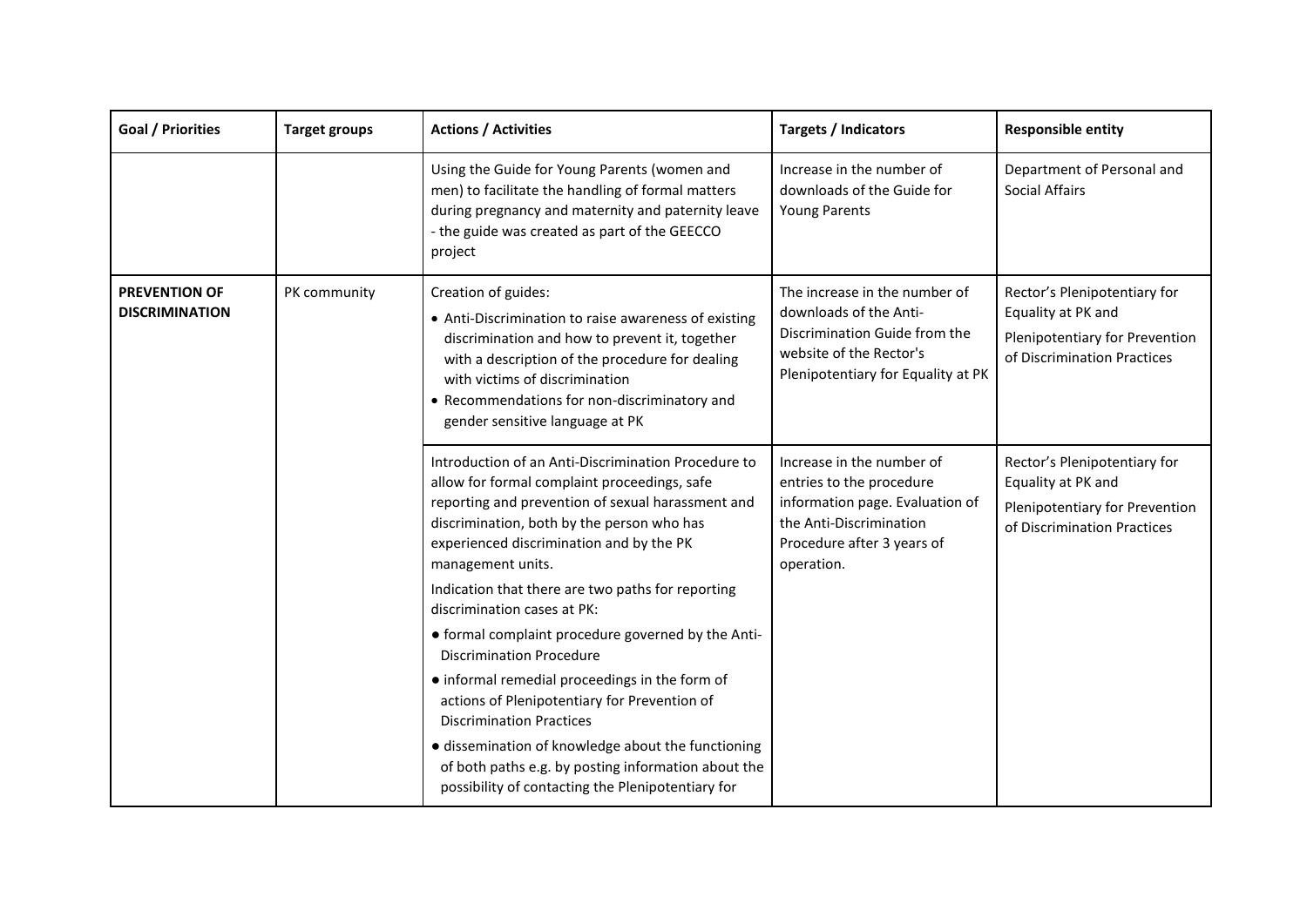| Goal / Priorities | Target groups | Actions / Activities | Targets / Indicators | Responsible entity |
|---|---|---|---|---|
| | | Using the Guide for Young Parents (women and men) to facilitate the handling of formal matters during pregnancy and maternity and paternity leave - the guide was created as part of the GEECCO project | Increase in the number of downloads of the Guide for Young Parents | Department of Personal and Social Affairs |
| **PREVENTION OF DISCRIMINATION** | PK community | Creation of guides:<br>• Anti-Discrimination to raise awareness of existing discrimination and how to prevent it, together with a description of the procedure for dealing with victims of discrimination<br>• Recommendations for non-discriminatory and gender sensitive language at PK | The increase in the number of downloads of the Anti-Discrimination Guide from the website of the Rector's Plenipotentiary for Equality at PK | Rector's Plenipotentiary for Equality at PK and Plenipotentiary for Prevention of Discrimination Practices |
| | | Introduction of an Anti-Discrimination Procedure to allow for formal complaint proceedings, safe reporting and prevention of sexual harassment and discrimination, both by the person who has experienced discrimination and by the PK management units.<br>Indication that there are two paths for reporting discrimination cases at PK:<br>● formal complaint procedure governed by the Anti-Discrimination Procedure<br>● informal remedial proceedings in the form of actions of Plenipotentiary for Prevention of Discrimination Practices<br>● dissemination of knowledge about the functioning of both paths e.g. by posting information about the possibility of contacting the Plenipotentiary for | Increase in the number of entries to the procedure information page. Evaluation of the Anti-Discrimination Procedure after 3 years of operation. | Rector's Plenipotentiary for Equality at PK and Plenipotentiary for Prevention of Discrimination Practices |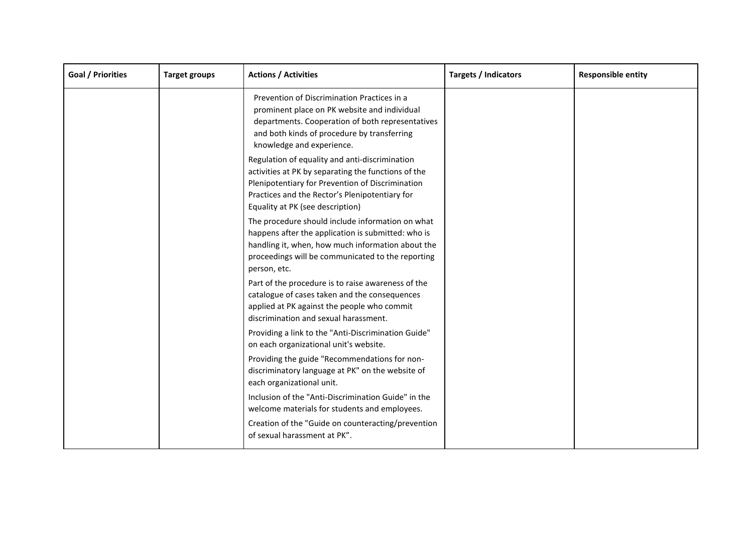| Goal / Priorities | Target groups | Actions / Activities | Targets / Indicators | Responsible entity |
|---|---|---|---|---|
| | | Prevention of Discrimination Practices in a prominent place on PK website and individual departments. Cooperation of both representatives and both kinds of procedure by transferring knowledge and experience.<br>Regulation of equality and anti-discrimination activities at PK by separating the functions of the Plenipotentiary for Prevention of Discrimination Practices and the Rector's Plenipotentiary for Equality at PK (see description)<br>The procedure should include information on what happens after the application is submitted: who is handling it, when, how much information about the proceedings will be communicated to the reporting person, etc.<br>Part of the procedure is to raise awareness of the catalogue of cases taken and the consequences applied at PK against the people who commit discrimination and sexual harassment.<br>Providing a link to the "Anti-Discrimination Guide" on each organizational unit's website.<br>Providing the guide "Recommendations for non-discriminatory language at PK" on the website of each organizational unit.<br>Inclusion of the "Anti-Discrimination Guide" in the welcome materials for students and employees.<br>Creation of the "Guide on counteracting/prevention of sexual harassment at PK". | | |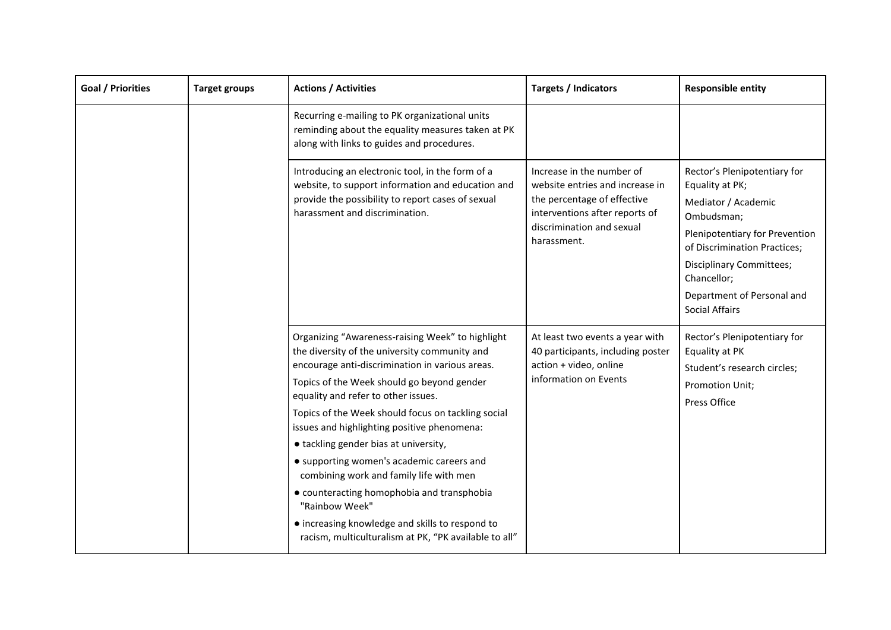| Goal / Priorities | Target groups | Actions / Activities | Targets / Indicators | Responsible entity |
|---|---|---|---|---|
| | | Recurring e-mailing to PK organizational units reminding about the equality measures taken at PK along with links to guides and procedures. | | |
| | | Introducing an electronic tool, in the form of a website, to support information and education and provide the possibility to report cases of sexual harassment and discrimination. | Increase in the number of website entries and increase in the percentage of effective interventions after reports of discrimination and sexual harassment. | Rector's Plenipotentiary for Equality at PK;<br>Mediator / Academic Ombudsman;<br>Plenipotentiary for Prevention of Discrimination Practices;<br>Disciplinary Committees;<br>Chancellor;<br>Department of Personal and Social Affairs |
| | | Organizing "Awareness-raising Week" to highlight the diversity of the university community and encourage anti-discrimination in various areas.<br>Topics of the Week should go beyond gender equality and refer to other issues.<br>Topics of the Week should focus on tackling social issues and highlighting positive phenomena:<br>● tackling gender bias at university,<br>● supporting women's academic careers and combining work and family life with men<br>● counteracting homophobia and transphobia "Rainbow Week"<br>● increasing knowledge and skills to respond to racism, multiculturalism at PK, "PK available to all" | At least two events a year with 40 participants, including poster action + video, online information on Events | Rector's Plenipotentiary for Equality at PK<br>Student's research circles;<br>Promotion Unit;<br>Press Office |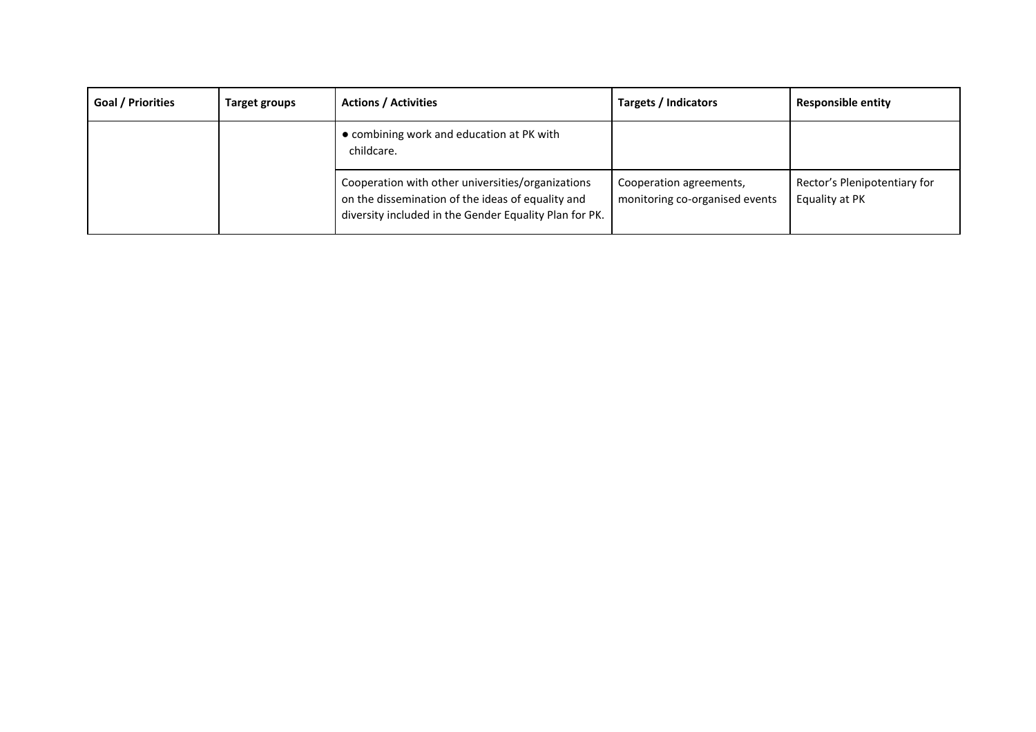| Goal / Priorities | Target groups | Actions / Activities | Targets / Indicators | Responsible entity |
|---|---|---|---|---|
| | | ● combining work and education at PK with childcare. | | |
| | | Cooperation with other universities/organizations on the dissemination of the ideas of equality and diversity included in the Gender Equality Plan for PK. | Cooperation agreements, monitoring co-organised events | Rector's Plenipotentiary for Equality at PK |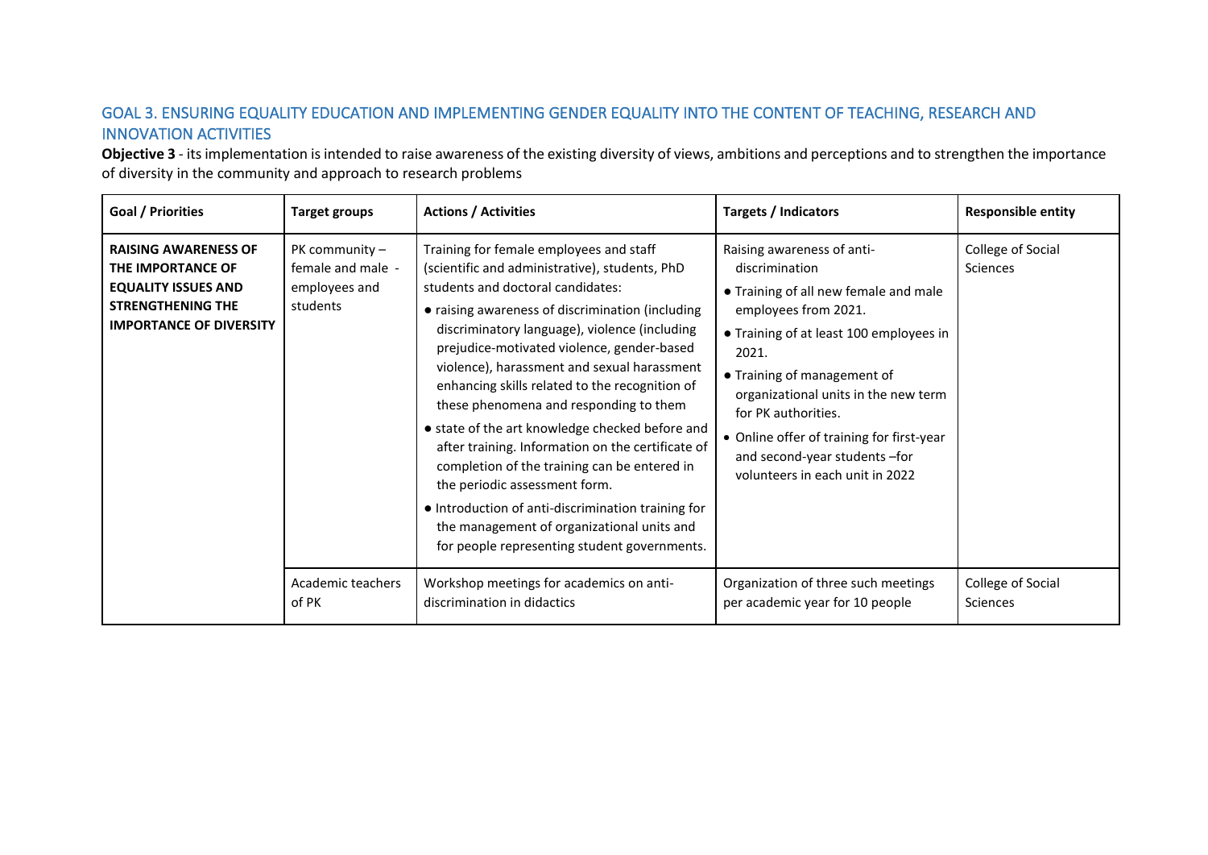## GOAL 3. ENSURING EQUALITY EDUCATION AND IMPLEMENTING GENDER EQUALITY INTO THE CONTENT OF TEACHING, RESEARCH AND INNOVATION ACTIVITIES

**Objective 3** - its implementation is intended to raise awareness of the existing diversity of views, ambitions and perceptions and to strengthen the importance of diversity in the community and approach to research problems

| Goal / Priorities | Target groups | Actions / Activities | Targets / Indicators | Responsible entity |
|---|---|---|---|---|
| **RAISING AWARENESS OF THE IMPORTANCE OF EQUALITY ISSUES AND STRENGTHENING THE IMPORTANCE OF DIVERSITY** | PK community – female and male - employees and students | Training for female employees and staff (scientific and administrative), students, PhD students and doctoral candidates:<br>● raising awareness of discrimination (including discriminatory language), violence (including prejudice-motivated violence, gender-based violence), harassment and sexual harassment enhancing skills related to the recognition of these phenomena and responding to them<br>● state of the art knowledge checked before and after training. Information on the certificate of completion of the training can be entered in the periodic assessment form.<br>● Introduction of anti-discrimination training for the management of organizational units and for people representing student governments. | Raising awareness of anti-discrimination<br>● Training of all new female and male employees from 2021.<br>● Training of at least 100 employees in 2021.<br>● Training of management of organizational units in the new term for PK authorities.<br>• Online offer of training for first-year and second-year students –for volunteers in each unit in 2022 | College of Social Sciences |
| | Academic teachers of PK | Workshop meetings for academics on anti-discrimination in didactics | Organization of three such meetings per academic year for 10 people | College of Social Sciences |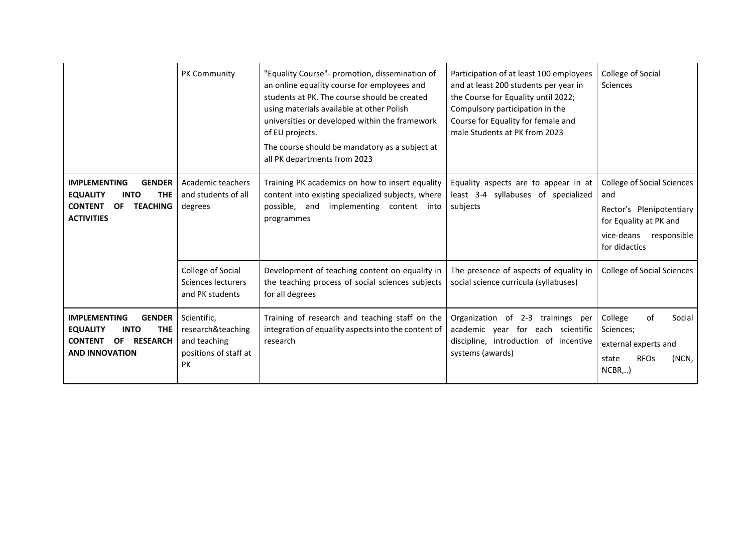| | | | | |
|---|---|---|---|---|
| | PK Community | "Equality Course"- promotion, dissemination of an online equality course for employees and students at PK. The course should be created using materials available at other Polish universities or developed within the framework of EU projects.<br>The course should be mandatory as a subject at all PK departments from 2023 | Participation of at least 100 employees and at least 200 students per year in the Course for Equality until 2022; Compulsory participation in the Course for Equality for female and male Students at PK from 2023 | College of Social Sciences |
| **IMPLEMENTING GENDER EQUALITY INTO THE CONTENT OF TEACHING ACTIVITIES** | Academic teachers and students of all degrees | Training PK academics on how to insert equality content into existing specialized subjects, where possible, and implementing content into programmes | Equality aspects are to appear in at least 3-4 syllabuses of specialized subjects | College of Social Sciences and<br>Rector's Plenipotentiary for Equality at PK and<br>vice-deans responsible for didactics |
| | College of Social Sciences lecturers and PK students | Development of teaching content on equality in the teaching process of social sciences subjects for all degrees | The presence of aspects of equality in social science curricula (syllabuses) | College of Social Sciences |
| **IMPLEMENTING GENDER EQUALITY INTO THE CONTENT OF RESEARCH AND INNOVATION** | Scientific, research&teaching and teaching positions of staff at PK | Training of research and teaching staff on the integration of equality aspects into the content of research | Organization of 2-3 trainings per academic year for each scientific discipline, introduction of incentive systems (awards) | College of Social Sciences;<br>external experts and<br>state RFOs (NCN, NCBR,..) |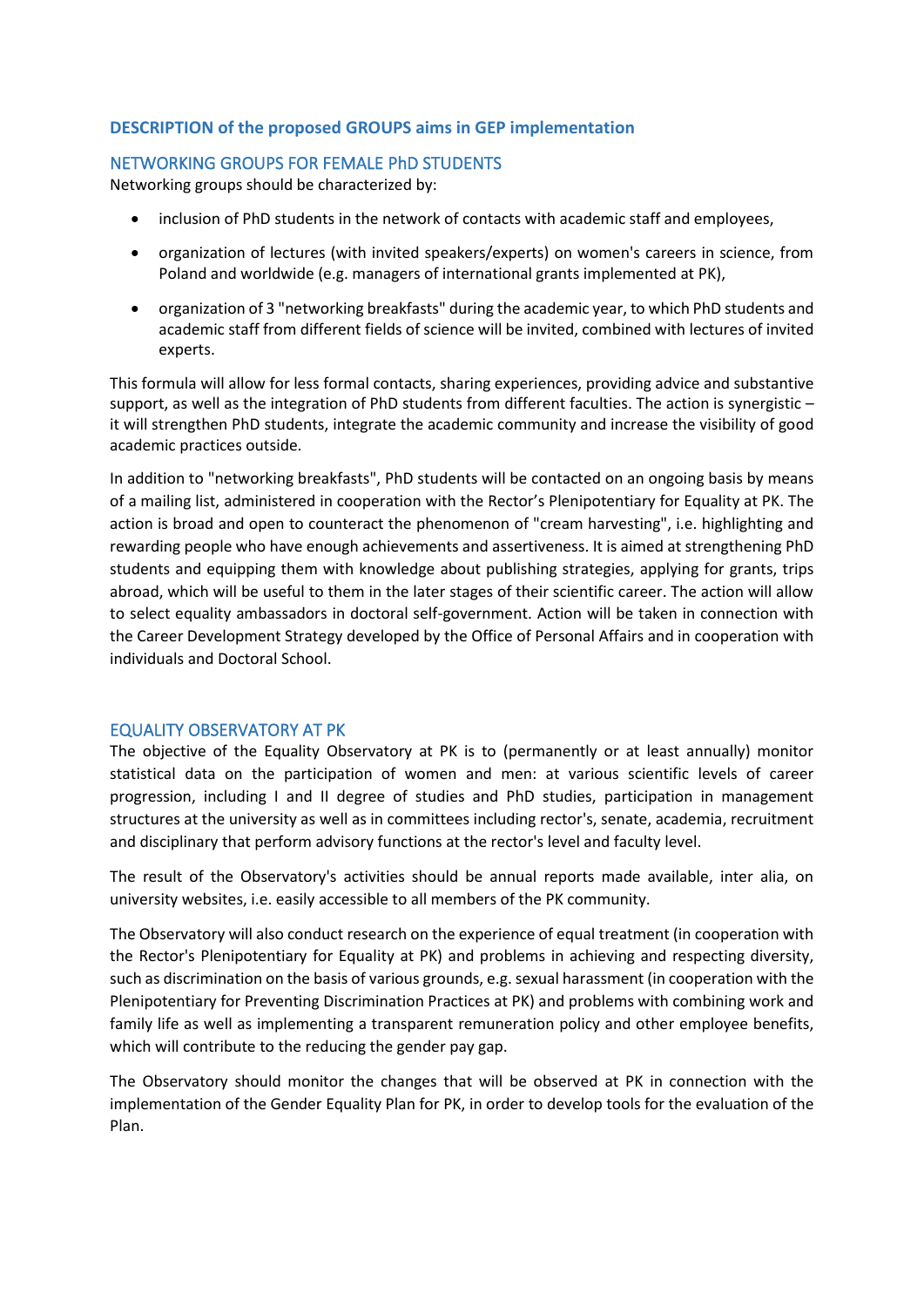## DESCRIPTION of the proposed GROUPS aims in GEP implementation

### NETWORKING GROUPS FOR FEMALE PhD STUDENTS

Networking groups should be characterized by:

- inclusion of PhD students in the network of contacts with academic staff and employees,
- organization of lectures (with invited speakers/experts) on women's careers in science, from Poland and worldwide (e.g. managers of international grants implemented at PK),
- organization of 3 "networking breakfasts" during the academic year, to which PhD students and academic staff from different fields of science will be invited, combined with lectures of invited experts.

This formula will allow for less formal contacts, sharing experiences, providing advice and substantive support, as well as the integration of PhD students from different faculties. The action is synergistic – it will strengthen PhD students, integrate the academic community and increase the visibility of good academic practices outside.

In addition to "networking breakfasts", PhD students will be contacted on an ongoing basis by means of a mailing list, administered in cooperation with the Rector's Plenipotentiary for Equality at PK. The action is broad and open to counteract the phenomenon of "cream harvesting", i.e. highlighting and rewarding people who have enough achievements and assertiveness. It is aimed at strengthening PhD students and equipping them with knowledge about publishing strategies, applying for grants, trips abroad, which will be useful to them in the later stages of their scientific career. The action will allow to select equality ambassadors in doctoral self-government. Action will be taken in connection with the Career Development Strategy developed by the Office of Personal Affairs and in cooperation with individuals and Doctoral School.

### EQUALITY OBSERVATORY AT PK

The objective of the Equality Observatory at PK is to (permanently or at least annually) monitor statistical data on the participation of women and men: at various scientific levels of career progression, including I and II degree of studies and PhD studies, participation in management structures at the university as well as in committees including rector's, senate, academia, recruitment and disciplinary that perform advisory functions at the rector's level and faculty level.

The result of the Observatory's activities should be annual reports made available, inter alia, on university websites, i.e. easily accessible to all members of the PK community.

The Observatory will also conduct research on the experience of equal treatment (in cooperation with the Rector's Plenipotentiary for Equality at PK) and problems in achieving and respecting diversity, such as discrimination on the basis of various grounds, e.g. sexual harassment (in cooperation with the Plenipotentiary for Preventing Discrimination Practices at PK) and problems with combining work and family life as well as implementing a transparent remuneration policy and other employee benefits, which will contribute to the reducing the gender pay gap.

The Observatory should monitor the changes that will be observed at PK in connection with the implementation of the Gender Equality Plan for PK, in order to develop tools for the evaluation of the Plan.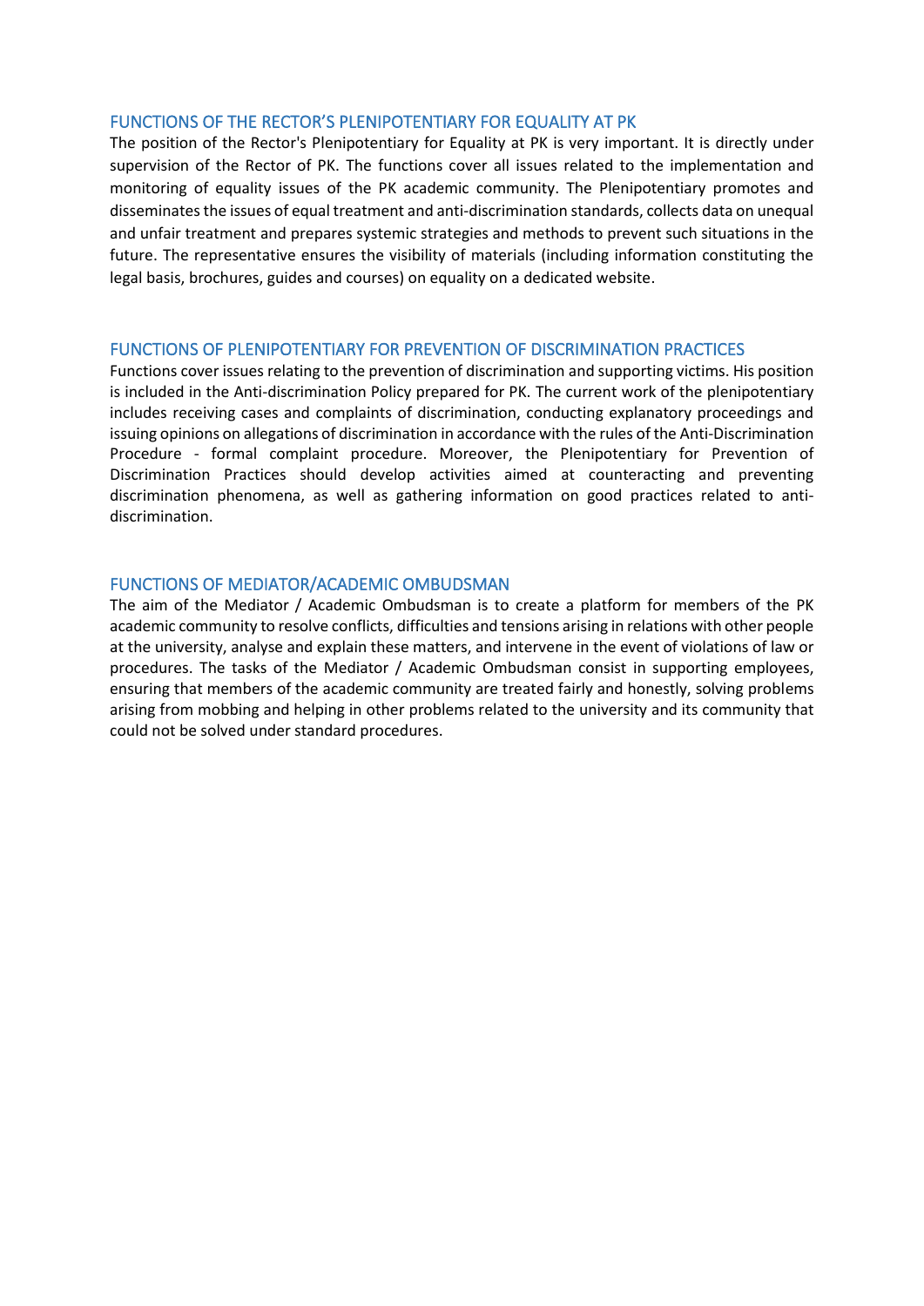## FUNCTIONS OF THE RECTOR'S PLENIPOTENTIARY FOR EQUALITY AT PK

The position of the Rector's Plenipotentiary for Equality at PK is very important. It is directly under supervision of the Rector of PK. The functions cover all issues related to the implementation and monitoring of equality issues of the PK academic community. The Plenipotentiary promotes and disseminates the issues of equal treatment and anti-discrimination standards, collects data on unequal and unfair treatment and prepares systemic strategies and methods to prevent such situations in the future. The representative ensures the visibility of materials (including information constituting the legal basis, brochures, guides and courses) on equality on a dedicated website.

## FUNCTIONS OF PLENIPOTENTIARY FOR PREVENTION OF DISCRIMINATION PRACTICES

Functions cover issues relating to the prevention of discrimination and supporting victims. His position is included in the Anti-discrimination Policy prepared for PK. The current work of the plenipotentiary includes receiving cases and complaints of discrimination, conducting explanatory proceedings and issuing opinions on allegations of discrimination in accordance with the rules of the Anti-Discrimination Procedure - formal complaint procedure. Moreover, the Plenipotentiary for Prevention of Discrimination Practices should develop activities aimed at counteracting and preventing discrimination phenomena, as well as gathering information on good practices related to anti-discrimination.

## FUNCTIONS OF MEDIATOR/ACADEMIC OMBUDSMAN

The aim of the Mediator / Academic Ombudsman is to create a platform for members of the PK academic community to resolve conflicts, difficulties and tensions arising in relations with other people at the university, analyse and explain these matters, and intervene in the event of violations of law or procedures. The tasks of the Mediator / Academic Ombudsman consist in supporting employees, ensuring that members of the academic community are treated fairly and honestly, solving problems arising from mobbing and helping in other problems related to the university and its community that could not be solved under standard procedures.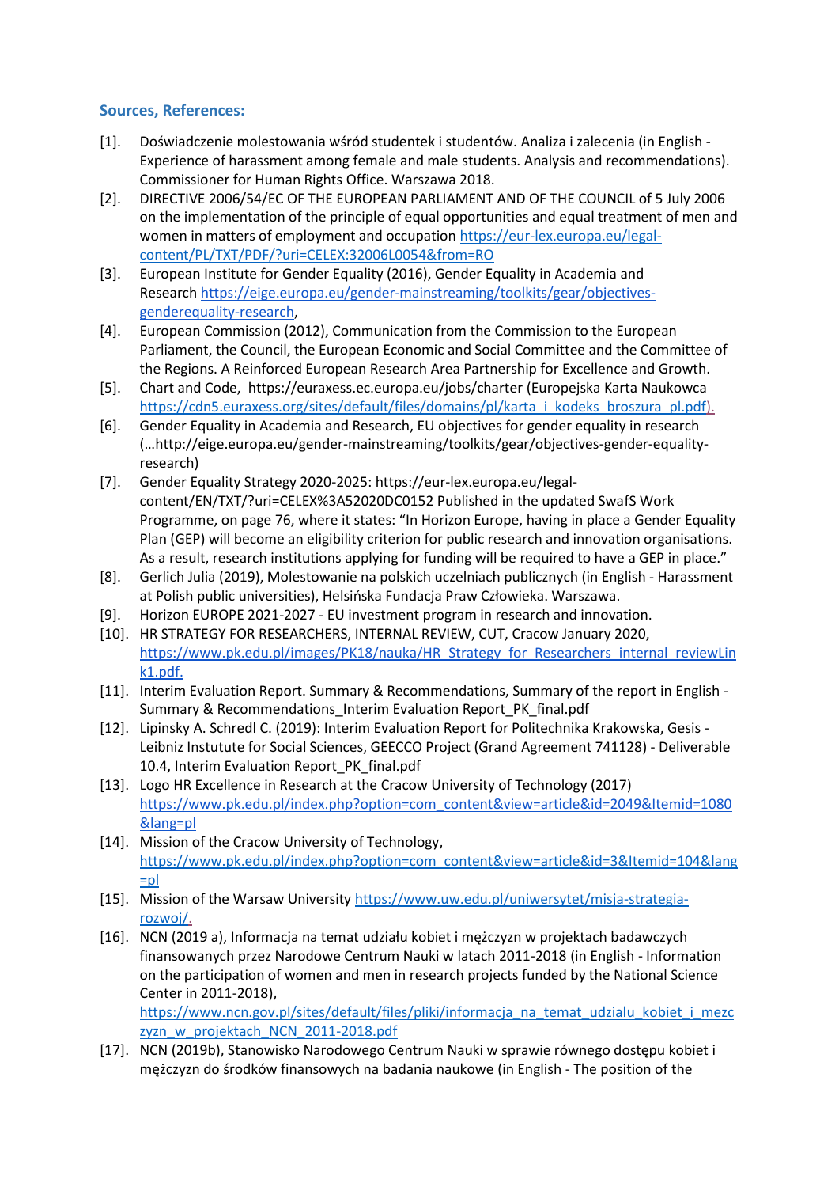### Sources, References:

[1]. Doświadczenie molestowania wśród studentek i studentów. Analiza i zalecenia (in English - Experience of harassment among female and male students. Analysis and recommendations). Commissioner for Human Rights Office. Warszawa 2018.

[2]. DIRECTIVE 2006/54/EC OF THE EUROPEAN PARLIAMENT AND OF THE COUNCIL of 5 July 2006 on the implementation of the principle of equal opportunities and equal treatment of men and women in matters of employment and occupation https://eur-lex.europa.eu/legal-content/PL/TXT/PDF/?uri=CELEX:32006L0054&from=RO

[3]. European Institute for Gender Equality (2016), Gender Equality in Academia and Research https://eige.europa.eu/gender-mainstreaming/toolkits/gear/objectives-genderequality-research,

[4]. European Commission (2012), Communication from the Commission to the European Parliament, the Council, the European Economic and Social Committee and the Committee of the Regions. A Reinforced European Research Area Partnership for Excellence and Growth.

[5]. Chart and Code, https://euraxess.ec.europa.eu/jobs/charter (Europejska Karta Naukowca https://cdn5.euraxess.org/sites/default/files/domains/pl/karta_i_kodeks_broszura_pl.pdf).

[6]. Gender Equality in Academia and Research, EU objectives for gender equality in research (…http://eige.europa.eu/gender-mainstreaming/toolkits/gear/objectives-gender-equality-research)

[7]. Gender Equality Strategy 2020-2025: https://eur-lex.europa.eu/legal-content/EN/TXT/?uri=CELEX%3A52020DC0152 Published in the updated SwafS Work Programme, on page 76, where it states: "In Horizon Europe, having in place a Gender Equality Plan (GEP) will become an eligibility criterion for public research and innovation organisations. As a result, research institutions applying for funding will be required to have a GEP in place."

[8]. Gerlich Julia (2019), Molestowanie na polskich uczelniach publicznych (in English - Harassment at Polish public universities), Helsińska Fundacja Praw Człowieka. Warszawa.

[9]. Horizon EUROPE 2021-2027 - EU investment program in research and innovation.

[10]. HR STRATEGY FOR RESEARCHERS, INTERNAL REVIEW, CUT, Cracow January 2020, https://www.pk.edu.pl/images/PK18/nauka/HR_Strategy_for_Researchers_internal_reviewLink1.pdf.

[11]. Interim Evaluation Report. Summary & Recommendations, Summary of the report in English - Summary & Recommendations_Interim Evaluation Report_PK_final.pdf

[12]. Lipinsky A. Schredl C. (2019): Interim Evaluation Report for Politechnika Krakowska, Gesis - Leibniz Instutute for Social Sciences, GEECCO Project (Grand Agreement 741128) - Deliverable 10.4, Interim Evaluation Report_PK_final.pdf

[13]. Logo HR Excellence in Research at the Cracow University of Technology (2017) https://www.pk.edu.pl/index.php?option=com_content&view=article&id=2049&Itemid=1080&lang=pl

[14]. Mission of the Cracow University of Technology, https://www.pk.edu.pl/index.php?option=com_content&view=article&id=3&Itemid=104&lang=pl

[15]. Mission of the Warsaw University https://www.uw.edu.pl/uniwersytet/misja-strategia-rozwoj/.

[16]. NCN (2019 a), Informacja na temat udziału kobiet i mężczyzn w projektach badawczych finansowanych przez Narodowe Centrum Nauki w latach 2011-2018 (in English - Information on the participation of women and men in research projects funded by the National Science Center in 2011-2018), https://www.ncn.gov.pl/sites/default/files/pliki/informacja_na_temat_udzialu_kobiet_i_mezczyzn_w_projektach_NCN_2011-2018.pdf

[17]. NCN (2019b), Stanowisko Narodowego Centrum Nauki w sprawie równego dostępu kobiet i mężczyzn do środków finansowych na badania naukowe (in English - The position of the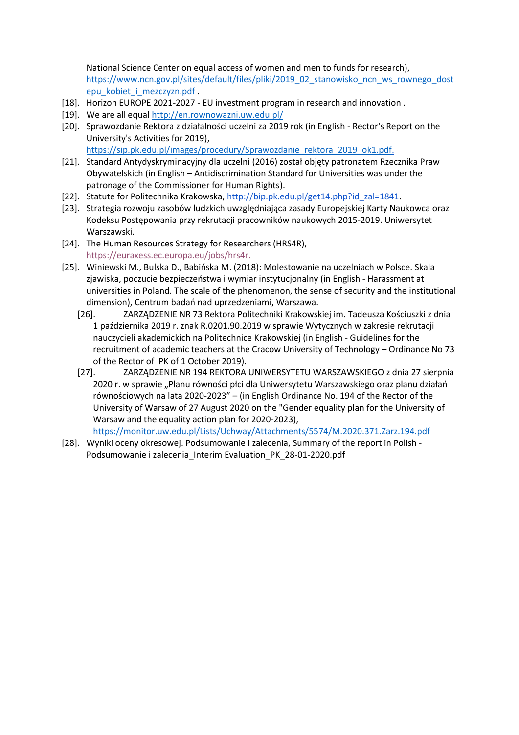National Science Center on equal access of women and men to funds for research), https://www.ncn.gov.pl/sites/default/files/pliki/2019_02_stanowisko_ncn_ws_rownego_dostepu_kobiet_i_mezczyzn.pdf .

[18]. Horizon EUROPE 2021-2027 - EU investment program in research and innovation .

[19]. We are all equal http://en.rownowazni.uw.edu.pl/

[20]. Sprawozdanie Rektora z działalności uczelni za 2019 rok (in English - Rector's Report on the University's Activities for 2019), https://sip.pk.edu.pl/images/procedury/Sprawozdanie_rektora_2019_ok1.pdf.

[21]. Standard Antydyskryminacyjny dla uczelni (2016) został objęty patronatem Rzecznika Praw Obywatelskich (in English – Antidiscrimination Standard for Universities was under the patronage of the Commissioner for Human Rights).

[22]. Statute for Politechnika Krakowska, http://bip.pk.edu.pl/get14.php?id_zal=1841.

[23]. Strategia rozwoju zasobów ludzkich uwzględniająca zasady Europejskiej Karty Naukowca oraz Kodeksu Postępowania przy rekrutacji pracowników naukowych 2015-2019. Uniwersytet Warszawski.

[24]. The Human Resources Strategy for Researchers (HRS4R), https://euraxess.ec.europa.eu/jobs/hrs4r.

[25]. Winiewski M., Bulska D., Babińska M. (2018): Molestowanie na uczelniach w Polsce. Skala zjawiska, poczucie bezpieczeństwa i wymiar instytucjonalny (in English - Harassment at universities in Poland. The scale of the phenomenon, the sense of security and the institutional dimension), Centrum badań nad uprzedzeniami, Warszawa.

[26]. ZARZĄDZENIE NR 73 Rektora Politechniki Krakowskiej im. Tadeusza Kościuszki z dnia 1 października 2019 r. znak R.0201.90.2019 w sprawie Wytycznych w zakresie rekrutacji nauczycieli akademickich na Politechnice Krakowskiej (in English - Guidelines for the recruitment of academic teachers at the Cracow University of Technology – Ordinance No 73 of the Rector of PK of 1 October 2019).

[27]. ZARZĄDZENIE NR 194 REKTORA UNIWERSYTETU WARSZAWSKIEGO z dnia 27 sierpnia 2020 r. w sprawie „Planu równości płci dla Uniwersytetu Warszawskiego oraz planu działań równościowych na lata 2020-2023" – (in English Ordinance No. 194 of the Rector of the University of Warsaw of 27 August 2020 on the "Gender equality plan for the University of Warsaw and the equality action plan for 2020-2023), https://monitor.uw.edu.pl/Lists/Uchway/Attachments/5574/M.2020.371.Zarz.194.pdf

[28]. Wyniki oceny okresowej. Podsumowanie i zalecenia, Summary of the report in Polish - Podsumowanie i zalecenia_Interim Evaluation_PK_28-01-2020.pdf